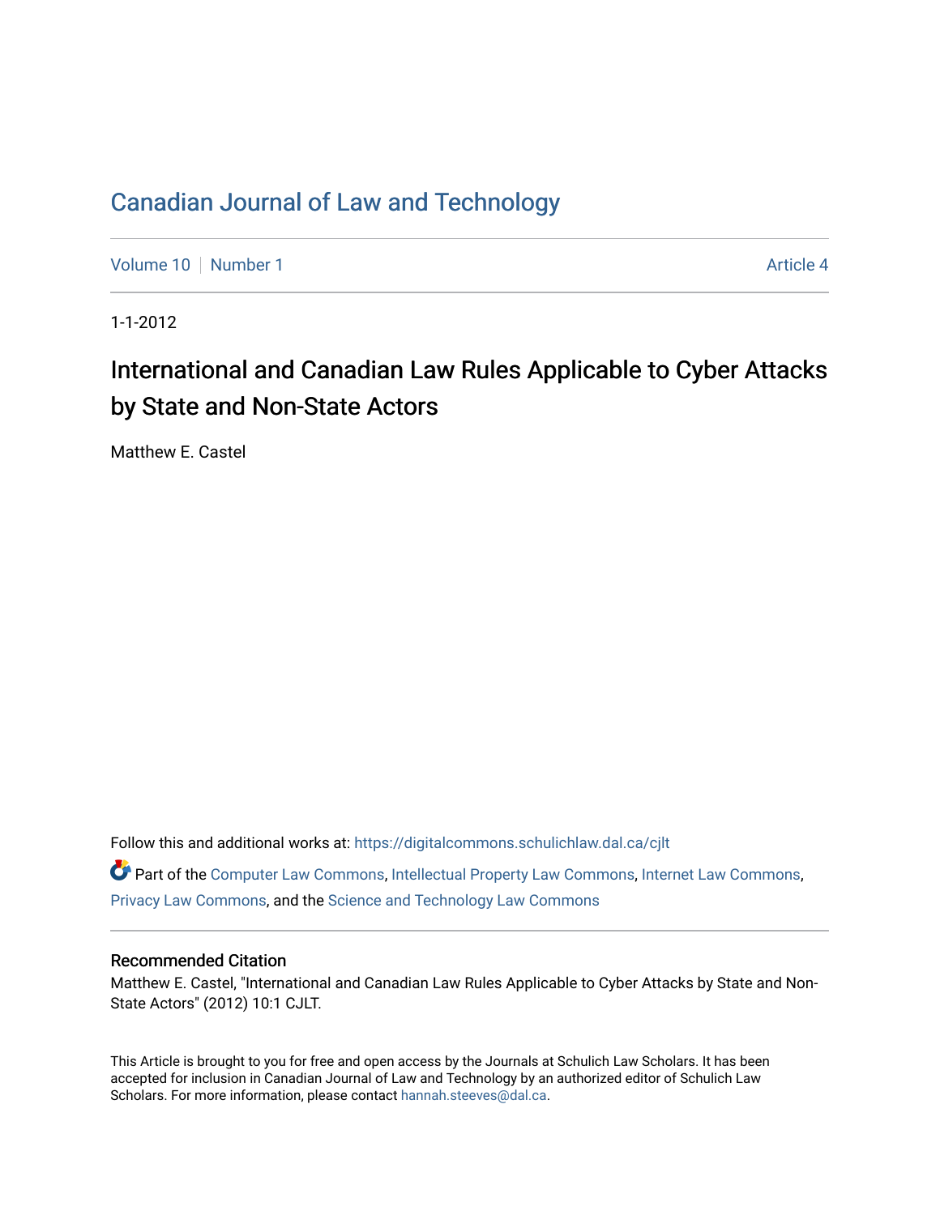# Canadian Journal of Law and Technology

Volume 10 | Number 1 &nbsp;&nbsp;&nbsp;&nbsp; Article 4

1-1-2012

## International and Canadian Law Rules Applicable to Cyber Attacks by State and Non-State Actors

Matthew E. Castel

Follow this and additional works at: https://digitalcommons.schulichlaw.dal.ca/cjlt

Part of the Computer Law Commons, Intellectual Property Law Commons, Internet Law Commons, Privacy Law Commons, and the Science and Technology Law Commons

### Recommended Citation

Matthew E. Castel, "International and Canadian Law Rules Applicable to Cyber Attacks by State and Non-State Actors" (2012) 10:1 CJLT.

This Article is brought to you for free and open access by the Journals at Schulich Law Scholars. It has been accepted for inclusion in Canadian Journal of Law and Technology by an authorized editor of Schulich Law Scholars. For more information, please contact hannah.steeves@dal.ca.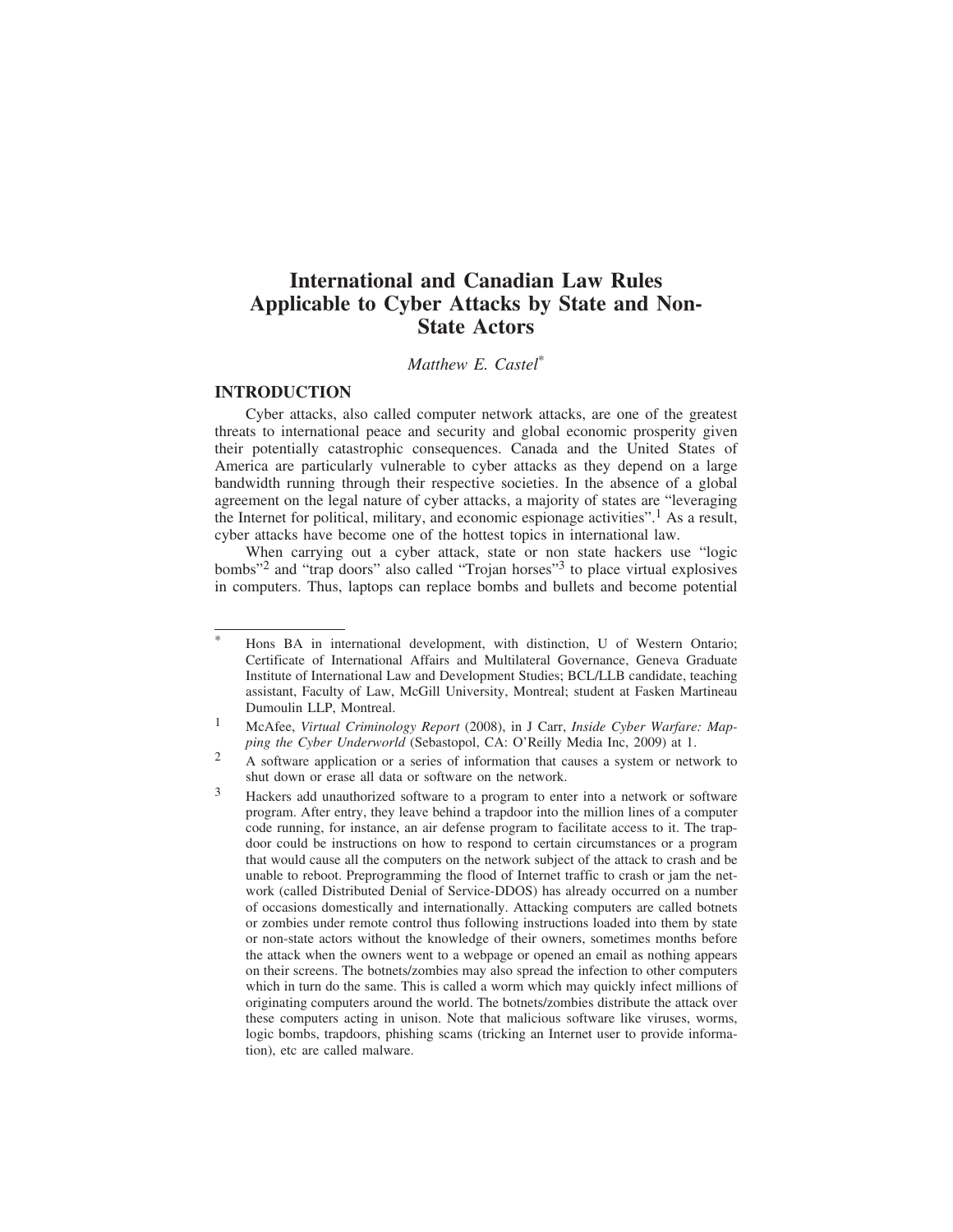# International and Canadian Law Rules Applicable to Cyber Attacks by State and Non-State Actors

*Matthew E. Castel*[*]

## INTRODUCTION

Cyber attacks, also called computer network attacks, are one of the greatest threats to international peace and security and global economic prosperity given their potentially catastrophic consequences. Canada and the United States of America are particularly vulnerable to cyber attacks as they depend on a large bandwidth running through their respective societies. In the absence of a global agreement on the legal nature of cyber attacks, a majority of states are "leveraging the Internet for political, military, and economic espionage activities".[1] As a result, cyber attacks have become one of the hottest topics in international law.

When carrying out a cyber attack, state or non state hackers use "logic bombs"[2] and "trap doors" also called "Trojan horses"[3] to place virtual explosives in computers. Thus, laptops can replace bombs and bullets and become potential

---

[*] Hons BA in international development, with distinction, U of Western Ontario; Certificate of International Affairs and Multilateral Governance, Geneva Graduate Institute of International Law and Development Studies; BCL/LLB candidate, teaching assistant, Faculty of Law, McGill University, Montreal; student at Fasken Martineau Dumoulin LLP, Montreal.

[1] McAfee, *Virtual Criminology Report* (2008), in J Carr, *Inside Cyber Warfare: Mapping the Cyber Underworld* (Sebastopol, CA: O'Reilly Media Inc, 2009) at 1.

[2] A software application or a series of information that causes a system or network to shut down or erase all data or software on the network.

[3] Hackers add unauthorized software to a program to enter into a network or software program. After entry, they leave behind a trapdoor into the million lines of a computer code running, for instance, an air defense program to facilitate access to it. The trapdoor could be instructions on how to respond to certain circumstances or a program that would cause all the computers on the network subject of the attack to crash and be unable to reboot. Preprogramming the flood of Internet traffic to crash or jam the network (called Distributed Denial of Service-DDOS) has already occurred on a number of occasions domestically and internationally. Attacking computers are called botnets or zombies under remote control thus following instructions loaded into them by state or non-state actors without the knowledge of their owners, sometimes months before the attack when the owners went to a webpage or opened an email as nothing appears on their screens. The botnets/zombies may also spread the infection to other computers which in turn do the same. This is called a worm which may quickly infect millions of originating computers around the world. The botnets/zombies distribute the attack over these computers acting in unison. Note that malicious software like viruses, worms, logic bombs, trapdoors, phishing scams (tricking an Internet user to provide information), etc are called malware.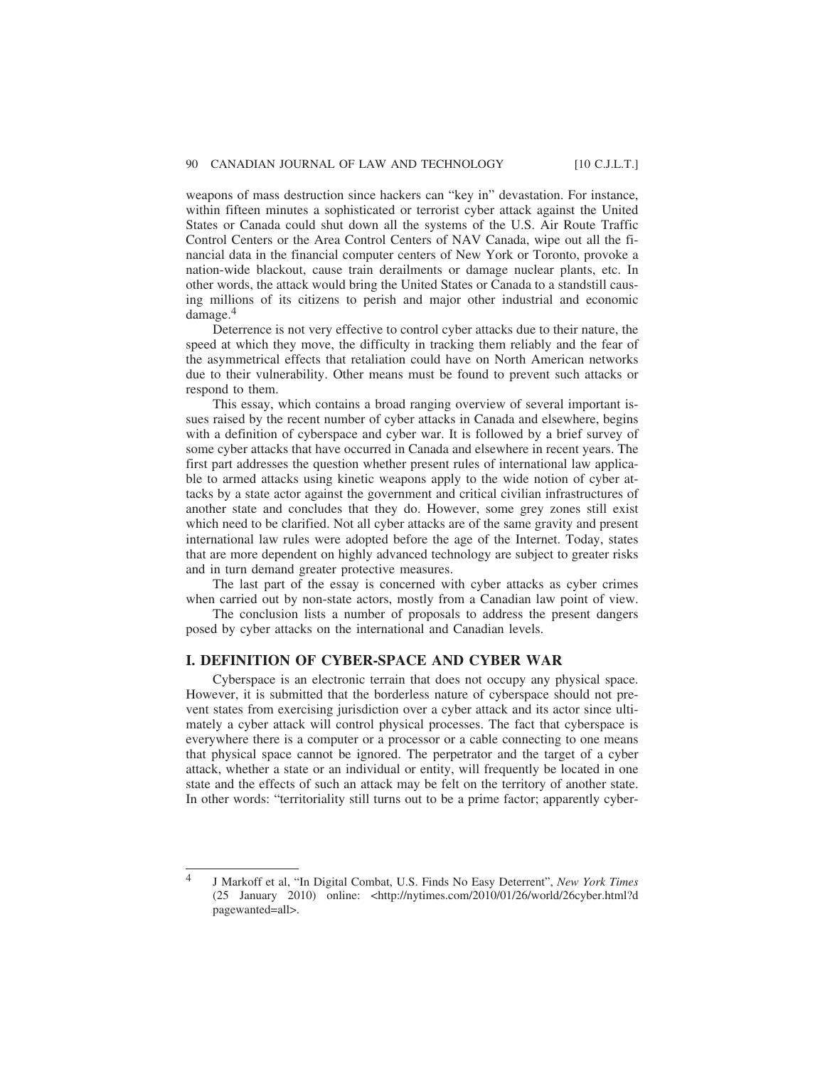weapons of mass destruction since hackers can "key in" devastation. For instance, within fifteen minutes a sophisticated or terrorist cyber attack against the United States or Canada could shut down all the systems of the U.S. Air Route Traffic Control Centers or the Area Control Centers of NAV Canada, wipe out all the financial data in the financial computer centers of New York or Toronto, provoke a nation-wide blackout, cause train derailments or damage nuclear plants, etc. In other words, the attack would bring the United States or Canada to a standstill causing millions of its citizens to perish and major other industrial and economic damage.[4]

Deterrence is not very effective to control cyber attacks due to their nature, the speed at which they move, the difficulty in tracking them reliably and the fear of the asymmetrical effects that retaliation could have on North American networks due to their vulnerability. Other means must be found to prevent such attacks or respond to them.

This essay, which contains a broad ranging overview of several important issues raised by the recent number of cyber attacks in Canada and elsewhere, begins with a definition of cyberspace and cyber war. It is followed by a brief survey of some cyber attacks that have occurred in Canada and elsewhere in recent years. The first part addresses the question whether present rules of international law applicable to armed attacks using kinetic weapons apply to the wide notion of cyber attacks by a state actor against the government and critical civilian infrastructures of another state and concludes that they do. However, some grey zones still exist which need to be clarified. Not all cyber attacks are of the same gravity and present international law rules were adopted before the age of the Internet. Today, states that are more dependent on highly advanced technology are subject to greater risks and in turn demand greater protective measures.

The last part of the essay is concerned with cyber attacks as cyber crimes when carried out by non-state actors, mostly from a Canadian law point of view.

The conclusion lists a number of proposals to address the present dangers posed by cyber attacks on the international and Canadian levels.

## I. DEFINITION OF CYBER-SPACE AND CYBER WAR

Cyberspace is an electronic terrain that does not occupy any physical space. However, it is submitted that the borderless nature of cyberspace should not prevent states from exercising jurisdiction over a cyber attack and its actor since ultimately a cyber attack will control physical processes. The fact that cyberspace is everywhere there is a computer or a processor or a cable connecting to one means that physical space cannot be ignored. The perpetrator and the target of a cyber attack, whether a state or an individual or entity, will frequently be located in one state and the effects of such an attack may be felt on the territory of another state. In other words: "territoriality still turns out to be a prime factor; apparently cyber-

---

[4] J Markoff et al, "In Digital Combat, U.S. Finds No Easy Deterrent", *New York Times* (25 January 2010) online: <http://nytimes.com/2010/01/26/world/26cyber.html?dpagewanted=all>.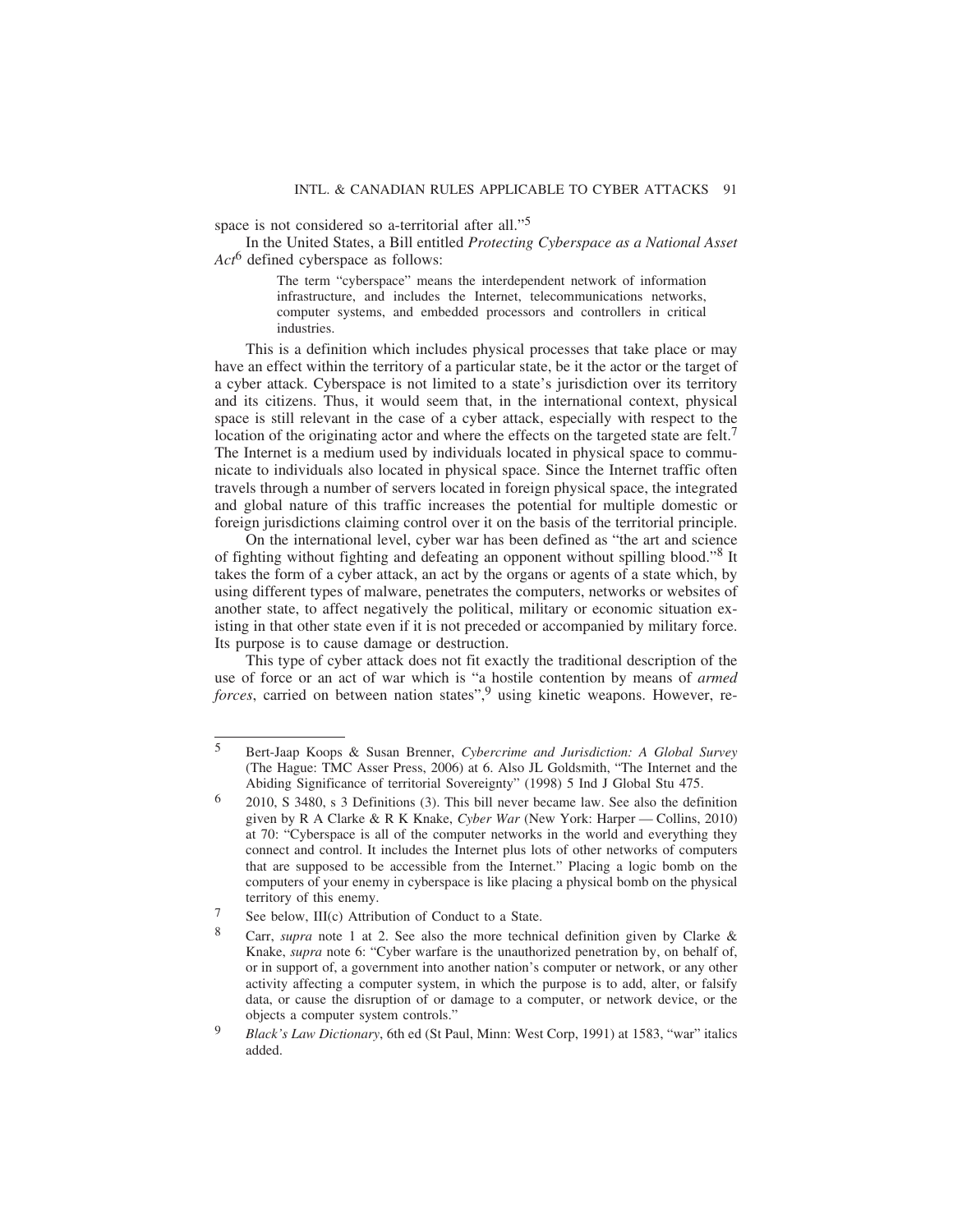space is not considered so a-territorial after all."[5]

In the United States, a Bill entitled *Protecting Cyberspace as a National Asset Act*[6] defined cyberspace as follows:

> The term "cyberspace" means the interdependent network of information infrastructure, and includes the Internet, telecommunications networks, computer systems, and embedded processors and controllers in critical industries.

This is a definition which includes physical processes that take place or may have an effect within the territory of a particular state, be it the actor or the target of a cyber attack. Cyberspace is not limited to a state's jurisdiction over its territory and its citizens. Thus, it would seem that, in the international context, physical space is still relevant in the case of a cyber attack, especially with respect to the location of the originating actor and where the effects on the targeted state are felt.[7] The Internet is a medium used by individuals located in physical space to communicate to individuals also located in physical space. Since the Internet traffic often travels through a number of servers located in foreign physical space, the integrated and global nature of this traffic increases the potential for multiple domestic or foreign jurisdictions claiming control over it on the basis of the territorial principle.

On the international level, cyber war has been defined as "the art and science of fighting without fighting and defeating an opponent without spilling blood."[8] It takes the form of a cyber attack, an act by the organs or agents of a state which, by using different types of malware, penetrates the computers, networks or websites of another state, to affect negatively the political, military or economic situation existing in that other state even if it is not preceded or accompanied by military force. Its purpose is to cause damage or destruction.

This type of cyber attack does not fit exactly the traditional description of the use of force or an act of war which is "a hostile contention by means of *armed forces*, carried on between nation states",[9] using kinetic weapons. However, re-

---

[5] Bert-Jaap Koops & Susan Brenner, *Cybercrime and Jurisdiction: A Global Survey* (The Hague: TMC Asser Press, 2006) at 6. Also JL Goldsmith, "The Internet and the Abiding Significance of territorial Sovereignty" (1998) 5 Ind J Global Stu 475.

[6] 2010, S 3480, s 3 Definitions (3). This bill never became law. See also the definition given by R A Clarke & R K Knake, *Cyber War* (New York: Harper — Collins, 2010) at 70: "Cyberspace is all of the computer networks in the world and everything they connect and control. It includes the Internet plus lots of other networks of computers that are supposed to be accessible from the Internet." Placing a logic bomb on the computers of your enemy in cyberspace is like placing a physical bomb on the physical territory of this enemy.

[7] See below, III(c) Attribution of Conduct to a State.

[8] Carr, *supra* note 1 at 2. See also the more technical definition given by Clarke & Knake, *supra* note 6: "Cyber warfare is the unauthorized penetration by, on behalf of, or in support of, a government into another nation's computer or network, or any other activity affecting a computer system, in which the purpose is to add, alter, or falsify data, or cause the disruption of or damage to a computer, or network device, or the objects a computer system controls."

[9] *Black's Law Dictionary*, 6th ed (St Paul, Minn: West Corp, 1991) at 1583, "war" italics added.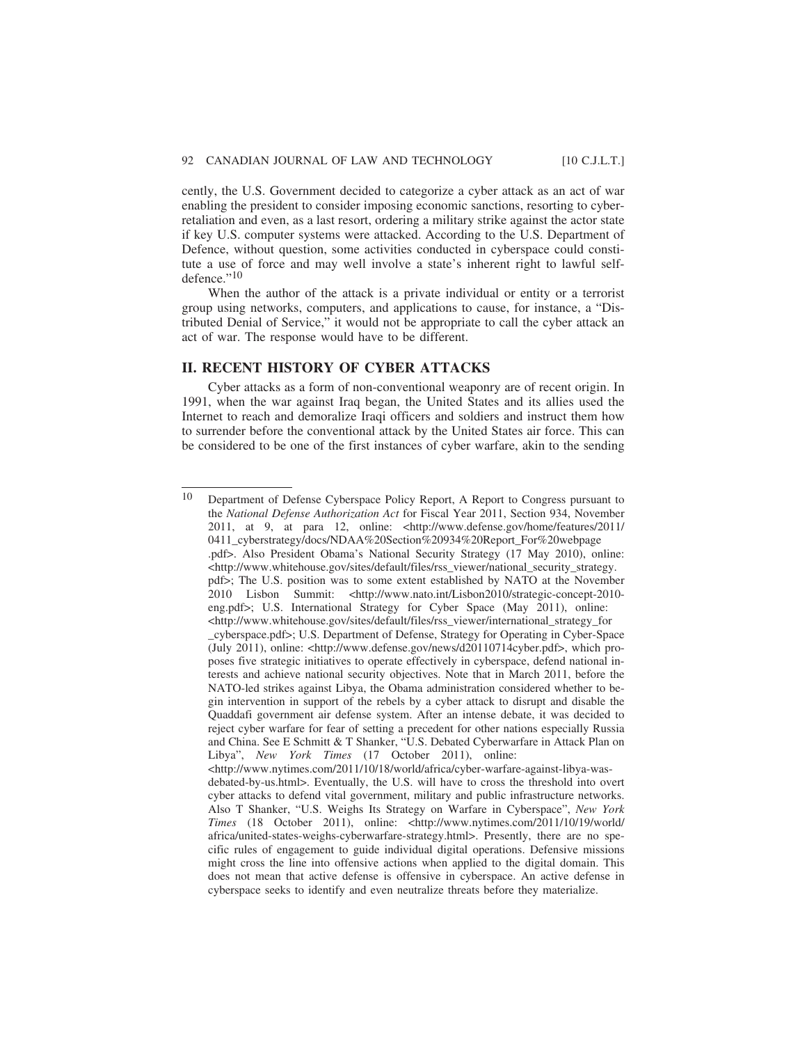cently, the U.S. Government decided to categorize a cyber attack as an act of war enabling the president to consider imposing economic sanctions, resorting to cyber-retaliation and even, as a last resort, ordering a military strike against the actor state if key U.S. computer systems were attacked. According to the U.S. Department of Defence, without question, some activities conducted in cyberspace could constitute a use of force and may well involve a state's inherent right to lawful self-defence."[10]

When the author of the attack is a private individual or entity or a terrorist group using networks, computers, and applications to cause, for instance, a "Distributed Denial of Service," it would not be appropriate to call the cyber attack an act of war. The response would have to be different.

## II. RECENT HISTORY OF CYBER ATTACKS

Cyber attacks as a form of non-conventional weaponry are of recent origin. In 1991, when the war against Iraq began, the United States and its allies used the Internet to reach and demoralize Iraqi officers and soldiers and instruct them how to surrender before the conventional attack by the United States air force. This can be considered to be one of the first instances of cyber warfare, akin to the sending

---

[10] Department of Defense Cyberspace Policy Report, A Report to Congress pursuant to the *National Defense Authorization Act* for Fiscal Year 2011, Section 934, November 2011, at 9, at para 12, online: <http://www.defense.gov/home/features/2011/0411_cyberstrategy/docs/NDAA%20Section%20934%20Report_For%20webpage.pdf>. Also President Obama's National Security Strategy (17 May 2010), online: <http://www.whitehouse.gov/sites/default/files/rss_viewer/national_security_strategy.pdf>; The U.S. position was to some extent established by NATO at the November 2010 Lisbon Summit: <http://www.nato.int/Lisbon2010/strategic-concept-2010-eng.pdf>; U.S. International Strategy for Cyber Space (May 2011), online: <http://www.whitehouse.gov/sites/default/files/rss_viewer/international_strategy_for_cyberspace.pdf>; U.S. Department of Defense, Strategy for Operating in Cyber-Space (July 2011), online: <http://www.defense.gov/news/d20110714cyber.pdf>, which proposes five strategic initiatives to operate effectively in cyberspace, defend national interests and achieve national security objectives. Note that in March 2011, before the NATO-led strikes against Libya, the Obama administration considered whether to begin intervention in support of the rebels by a cyber attack to disrupt and disable the Quaddafi government air defense system. After an intense debate, it was decided to reject cyber warfare for fear of setting a precedent for other nations especially Russia and China. See E Schmitt & T Shanker, "U.S. Debated Cyberwarfare in Attack Plan on Libya", *New York Times* (17 October 2011), online: <http://www.nytimes.com/2011/10/18/world/africa/cyber-warfare-against-libya-was-debated-by-us.html>. Eventually, the U.S. will have to cross the threshold into overt cyber attacks to defend vital government, military and public infrastructure networks. Also T Shanker, "U.S. Weighs Its Strategy on Warfare in Cyberspace", *New York Times* (18 October 2011), online: <http://www.nytimes.com/2011/10/19/world/africa/united-states-weighs-cyberwarfare-strategy.html>. Presently, there are no specific rules of engagement to guide individual digital operations. Defensive missions might cross the line into offensive actions when applied to the digital domain. This does not mean that active defense is offensive in cyberspace. An active defense in cyberspace seeks to identify and even neutralize threats before they materialize.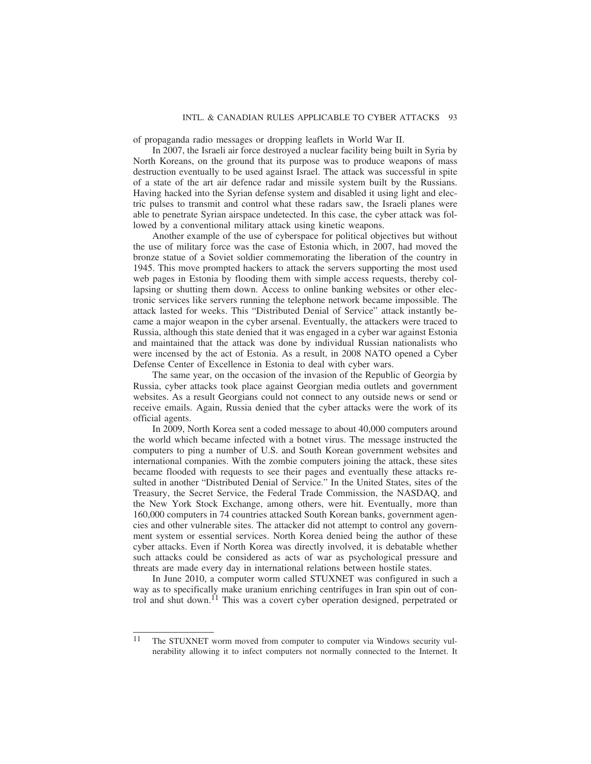of propaganda radio messages or dropping leaflets in World War II.

In 2007, the Israeli air force destroyed a nuclear facility being built in Syria by North Koreans, on the ground that its purpose was to produce weapons of mass destruction eventually to be used against Israel. The attack was successful in spite of a state of the art air defence radar and missile system built by the Russians. Having hacked into the Syrian defense system and disabled it using light and electric pulses to transmit and control what these radars saw, the Israeli planes were able to penetrate Syrian airspace undetected. In this case, the cyber attack was followed by a conventional military attack using kinetic weapons.

Another example of the use of cyberspace for political objectives but without the use of military force was the case of Estonia which, in 2007, had moved the bronze statue of a Soviet soldier commemorating the liberation of the country in 1945. This move prompted hackers to attack the servers supporting the most used web pages in Estonia by flooding them with simple access requests, thereby collapsing or shutting them down. Access to online banking websites or other electronic services like servers running the telephone network became impossible. The attack lasted for weeks. This "Distributed Denial of Service" attack instantly became a major weapon in the cyber arsenal. Eventually, the attackers were traced to Russia, although this state denied that it was engaged in a cyber war against Estonia and maintained that the attack was done by individual Russian nationalists who were incensed by the act of Estonia. As a result, in 2008 NATO opened a Cyber Defense Center of Excellence in Estonia to deal with cyber wars.

The same year, on the occasion of the invasion of the Republic of Georgia by Russia, cyber attacks took place against Georgian media outlets and government websites. As a result Georgians could not connect to any outside news or send or receive emails. Again, Russia denied that the cyber attacks were the work of its official agents.

In 2009, North Korea sent a coded message to about 40,000 computers around the world which became infected with a botnet virus. The message instructed the computers to ping a number of U.S. and South Korean government websites and international companies. With the zombie computers joining the attack, these sites became flooded with requests to see their pages and eventually these attacks resulted in another "Distributed Denial of Service." In the United States, sites of the Treasury, the Secret Service, the Federal Trade Commission, the NASDAQ, and the New York Stock Exchange, among others, were hit. Eventually, more than 160,000 computers in 74 countries attacked South Korean banks, government agencies and other vulnerable sites. The attacker did not attempt to control any government system or essential services. North Korea denied being the author of these cyber attacks. Even if North Korea was directly involved, it is debatable whether such attacks could be considered as acts of war as psychological pressure and threats are made every day in international relations between hostile states.

In June 2010, a computer worm called STUXNET was configured in such a way as to specifically make uranium enriching centrifuges in Iran spin out of control and shut down.[11] This was a covert cyber operation designed, perpetrated or

---

[11] The STUXNET worm moved from computer to computer via Windows security vulnerability allowing it to infect computers not normally connected to the Internet. It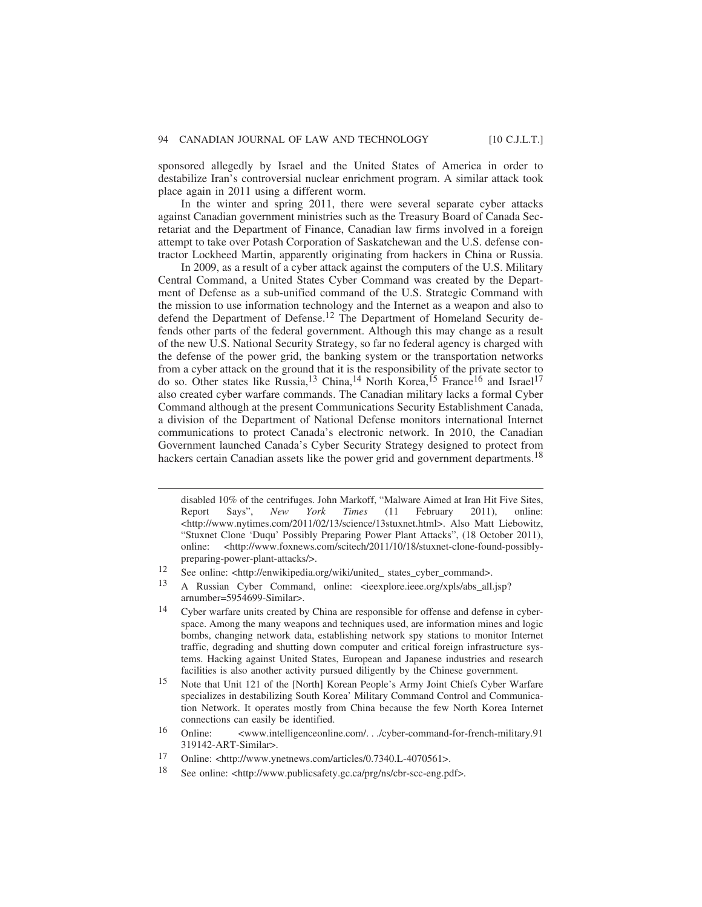sponsored allegedly by Israel and the United States of America in order to destabilize Iran's controversial nuclear enrichment program. A similar attack took place again in 2011 using a different worm.

In the winter and spring 2011, there were several separate cyber attacks against Canadian government ministries such as the Treasury Board of Canada Secretariat and the Department of Finance, Canadian law firms involved in a foreign attempt to take over Potash Corporation of Saskatchewan and the U.S. defense contractor Lockheed Martin, apparently originating from hackers in China or Russia.

In 2009, as a result of a cyber attack against the computers of the U.S. Military Central Command, a United States Cyber Command was created by the Department of Defense as a sub-unified command of the U.S. Strategic Command with the mission to use information technology and the Internet as a weapon and also to defend the Department of Defense.[12] The Department of Homeland Security defends other parts of the federal government. Although this may change as a result of the new U.S. National Security Strategy, so far no federal agency is charged with the defense of the power grid, the banking system or the transportation networks from a cyber attack on the ground that it is the responsibility of the private sector to do so. Other states like Russia,[13] China,[14] North Korea,[15] France[16] and Israel[17] also created cyber warfare commands. The Canadian military lacks a formal Cyber Command although at the present Communications Security Establishment Canada, a division of the Department of National Defense monitors international Internet communications to protect Canada's electronic network. In 2010, the Canadian Government launched Canada's Cyber Security Strategy designed to protect from hackers certain Canadian assets like the power grid and government departments.[18]

---

disabled 10% of the centrifuges. John Markoff, "Malware Aimed at Iran Hit Five Sites, Report Says", *New York Times* (11 February 2011), online: <http://www.nytimes.com/2011/02/13/science/13stuxnet.html>. Also Matt Liebowitz, "Stuxnet Clone 'Duqu' Possibly Preparing Power Plant Attacks", (18 October 2011), online: <http://www.foxnews.com/scitech/2011/10/18/stuxnet-clone-found-possibly-preparing-power-plant-attacks/>.

12 See online: <http://enwikipedia.org/wiki/united_ states_cyber_command>.

13 A Russian Cyber Command, online: <ieexplore.ieee.org/xpls/abs_all.jsp?arnumber=5954699-Similar>.

14 Cyber warfare units created by China are responsible for offense and defense in cyberspace. Among the many weapons and techniques used, are information mines and logic bombs, changing network data, establishing network spy stations to monitor Internet traffic, degrading and shutting down computer and critical foreign infrastructure systems. Hacking against United States, European and Japanese industries and research facilities is also another activity pursued diligently by the Chinese government.

15 Note that Unit 121 of the [North] Korean People's Army Joint Chiefs Cyber Warfare specializes in destabilizing South Korea' Military Command Control and Communication Network. It operates mostly from China because the few North Korea Internet connections can easily be identified.

16 Online: <www.intelligenceonline.com/. . ./cyber-command-for-french-military.91319142-ART-Similar>.

17 Online: <http://www.ynetnews.com/articles/0.7340.L-4070561>.

18 See online: <http://www.publicsafety.gc.ca/prg/ns/cbr-scc-eng.pdf>.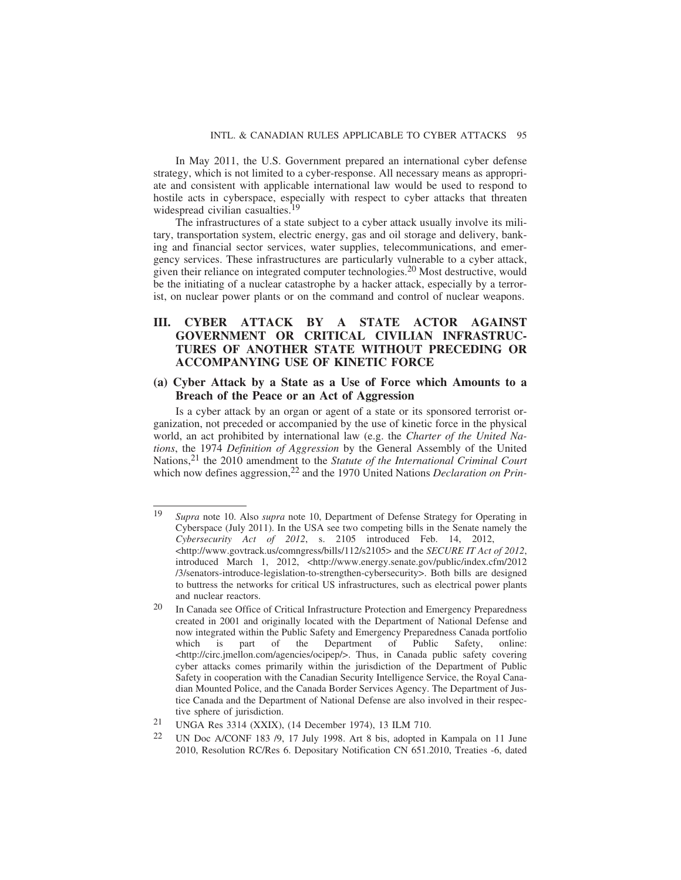In May 2011, the U.S. Government prepared an international cyber defense strategy, which is not limited to a cyber-response. All necessary means as appropriate and consistent with applicable international law would be used to respond to hostile acts in cyberspace, especially with respect to cyber attacks that threaten widespread civilian casualties.[19]

The infrastructures of a state subject to a cyber attack usually involve its military, transportation system, electric energy, gas and oil storage and delivery, banking and financial sector services, water supplies, telecommunications, and emergency services. These infrastructures are particularly vulnerable to a cyber attack, given their reliance on integrated computer technologies.[20] Most destructive, would be the initiating of a nuclear catastrophe by a hacker attack, especially by a terrorist, on nuclear power plants or on the command and control of nuclear weapons.

## III. CYBER ATTACK BY A STATE ACTOR AGAINST GOVERNMENT OR CRITICAL CIVILIAN INFRASTRUCTURES OF ANOTHER STATE WITHOUT PRECEDING OR ACCOMPANYING USE OF KINETIC FORCE

### (a) Cyber Attack by a State as a Use of Force which Amounts to a Breach of the Peace or an Act of Aggression

Is a cyber attack by an organ or agent of a state or its sponsored terrorist organization, not preceded or accompanied by the use of kinetic force in the physical world, an act prohibited by international law (e.g. the *Charter of the United Nations*, the 1974 *Definition of Aggression* by the General Assembly of the United Nations,[21] the 2010 amendment to the *Statute of the International Criminal Court* which now defines aggression,[22] and the 1970 United Nations *Declaration on Prin-*

---

19 *Supra* note 10. Also *supra* note 10, Department of Defense Strategy for Operating in Cyberspace (July 2011). In the USA see two competing bills in the Senate namely the *Cybersecurity Act of 2012*, s. 2105 introduced Feb. 14, 2012, <http://www.govtrack.us/comngress/bills/112/s2105> and the *SECURE IT Act of 2012*, introduced March 1, 2012, <http://www.energy.senate.gov/public/index.cfm/2012/3/senators-introduce-legislation-to-strengthen-cybersecurity>. Both bills are designed to buttress the networks for critical US infrastructures, such as electrical power plants and nuclear reactors.

20 In Canada see Office of Critical Infrastructure Protection and Emergency Preparedness created in 2001 and originally located with the Department of National Defense and now integrated within the Public Safety and Emergency Preparedness Canada portfolio which is part of the Department of Public Safety, online: <http://circ.jmellon.com/agencies/ocipep/>. Thus, in Canada public safety covering cyber attacks comes primarily within the jurisdiction of the Department of Public Safety in cooperation with the Canadian Security Intelligence Service, the Royal Canadian Mounted Police, and the Canada Border Services Agency. The Department of Justice Canada and the Department of National Defense are also involved in their respective sphere of jurisdiction.

21 UNGA Res 3314 (XXIX), (14 December 1974), 13 ILM 710.

22 UN Doc A/CONF 183 /9, 17 July 1998. Art 8 bis, adopted in Kampala on 11 June 2010, Resolution RC/Res 6. Depositary Notification CN 651.2010, Treaties -6, dated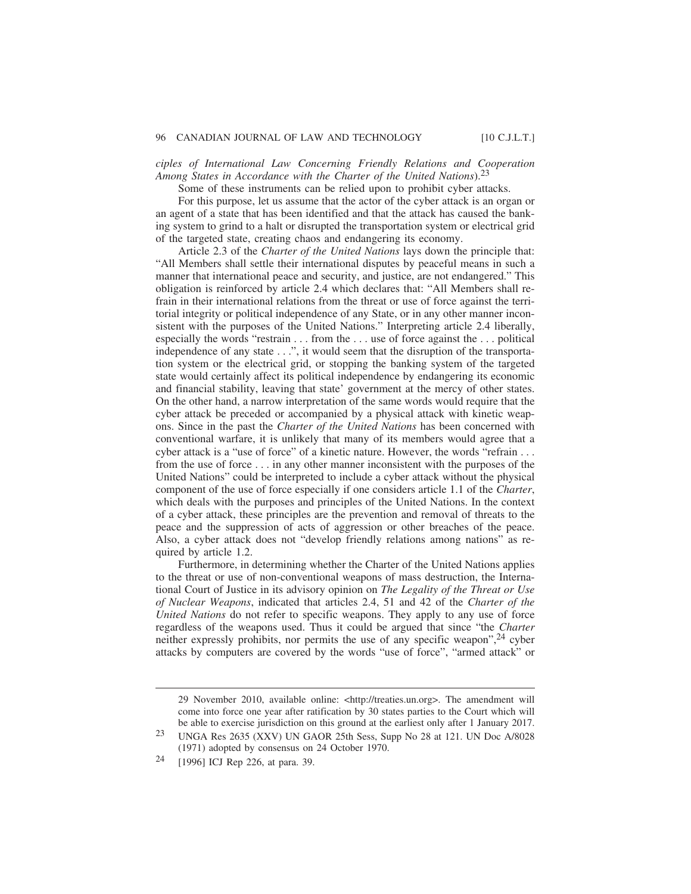*ciples of International Law Concerning Friendly Relations and Cooperation Among States in Accordance with the Charter of the United Nations*).[23]

Some of these instruments can be relied upon to prohibit cyber attacks.

For this purpose, let us assume that the actor of the cyber attack is an organ or an agent of a state that has been identified and that the attack has caused the banking system to grind to a halt or disrupted the transportation system or electrical grid of the targeted state, creating chaos and endangering its economy.

Article 2.3 of the *Charter of the United Nations* lays down the principle that: "All Members shall settle their international disputes by peaceful means in such a manner that international peace and security, and justice, are not endangered." This obligation is reinforced by article 2.4 which declares that: "All Members shall refrain in their international relations from the threat or use of force against the territorial integrity or political independence of any State, or in any other manner inconsistent with the purposes of the United Nations." Interpreting article 2.4 liberally, especially the words "restrain . . . from the . . . use of force against the . . . political independence of any state . . .", it would seem that the disruption of the transportation system or the electrical grid, or stopping the banking system of the targeted state would certainly affect its political independence by endangering its economic and financial stability, leaving that state' government at the mercy of other states. On the other hand, a narrow interpretation of the same words would require that the cyber attack be preceded or accompanied by a physical attack with kinetic weapons. Since in the past the *Charter of the United Nations* has been concerned with conventional warfare, it is unlikely that many of its members would agree that a cyber attack is a "use of force" of a kinetic nature. However, the words "refrain . . . from the use of force . . . in any other manner inconsistent with the purposes of the United Nations" could be interpreted to include a cyber attack without the physical component of the use of force especially if one considers article 1.1 of the *Charter*, which deals with the purposes and principles of the United Nations. In the context of a cyber attack, these principles are the prevention and removal of threats to the peace and the suppression of acts of aggression or other breaches of the peace. Also, a cyber attack does not "develop friendly relations among nations" as required by article 1.2.

Furthermore, in determining whether the Charter of the United Nations applies to the threat or use of non-conventional weapons of mass destruction, the International Court of Justice in its advisory opinion on *The Legality of the Threat or Use of Nuclear Weapons*, indicated that articles 2.4, 51 and 42 of the *Charter of the United Nations* do not refer to specific weapons. They apply to any use of force regardless of the weapons used. Thus it could be argued that since "the *Charter* neither expressly prohibits, nor permits the use of any specific weapon",[24] cyber attacks by computers are covered by the words "use of force", "armed attack" or

---

29 November 2010, available online: <http://treaties.un.org>. The amendment will come into force one year after ratification by 30 states parties to the Court which will be able to exercise jurisdiction on this ground at the earliest only after 1 January 2017.

[23] UNGA Res 2635 (XXV) UN GAOR 25th Sess, Supp No 28 at 121. UN Doc A/8028 (1971) adopted by consensus on 24 October 1970.

[24] [1996] ICJ Rep 226, at para. 39.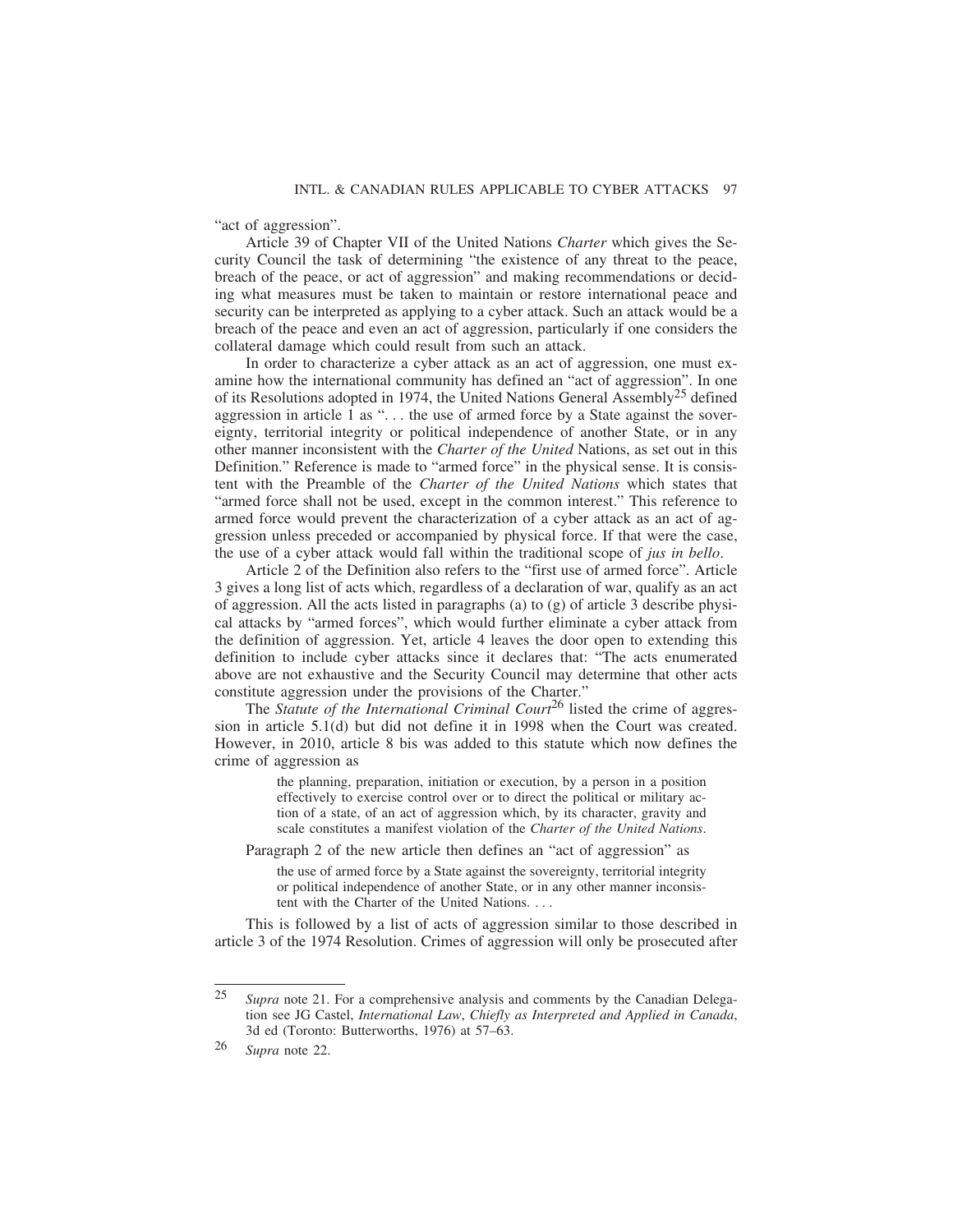"act of aggression".

Article 39 of Chapter VII of the United Nations *Charter* which gives the Security Council the task of determining "the existence of any threat to the peace, breach of the peace, or act of aggression" and making recommendations or deciding what measures must be taken to maintain or restore international peace and security can be interpreted as applying to a cyber attack. Such an attack would be a breach of the peace and even an act of aggression, particularly if one considers the collateral damage which could result from such an attack.

In order to characterize a cyber attack as an act of aggression, one must examine how the international community has defined an "act of aggression". In one of its Resolutions adopted in 1974, the United Nations General Assembly[25] defined aggression in article 1 as ". . . the use of armed force by a State against the sovereignty, territorial integrity or political independence of another State, or in any other manner inconsistent with the *Charter of the United* Nations, as set out in this Definition." Reference is made to "armed force" in the physical sense. It is consistent with the Preamble of the *Charter of the United Nations* which states that "armed force shall not be used, except in the common interest." This reference to armed force would prevent the characterization of a cyber attack as an act of aggression unless preceded or accompanied by physical force. If that were the case, the use of a cyber attack would fall within the traditional scope of *jus in bello*.

Article 2 of the Definition also refers to the "first use of armed force". Article 3 gives a long list of acts which, regardless of a declaration of war, qualify as an act of aggression. All the acts listed in paragraphs (a) to (g) of article 3 describe physical attacks by "armed forces", which would further eliminate a cyber attack from the definition of aggression. Yet, article 4 leaves the door open to extending this definition to include cyber attacks since it declares that: "The acts enumerated above are not exhaustive and the Security Council may determine that other acts constitute aggression under the provisions of the Charter."

The *Statute of the International Criminal Court*[26] listed the crime of aggression in article 5.1(d) but did not define it in 1998 when the Court was created. However, in 2010, article 8 bis was added to this statute which now defines the crime of aggression as

> the planning, preparation, initiation or execution, by a person in a position effectively to exercise control over or to direct the political or military action of a state, of an act of aggression which, by its character, gravity and scale constitutes a manifest violation of the *Charter of the United Nations*.

Paragraph 2 of the new article then defines an "act of aggression" as

> the use of armed force by a State against the sovereignty, territorial integrity or political independence of another State, or in any other manner inconsistent with the Charter of the United Nations. . . .

This is followed by a list of acts of aggression similar to those described in article 3 of the 1974 Resolution. Crimes of aggression will only be prosecuted after

---

[25] *Supra* note 21. For a comprehensive analysis and comments by the Canadian Delegation see JG Castel, *International Law, Chiefly as Interpreted and Applied in Canada*, 3d ed (Toronto: Butterworths, 1976) at 57–63.

[26] *Supra* note 22.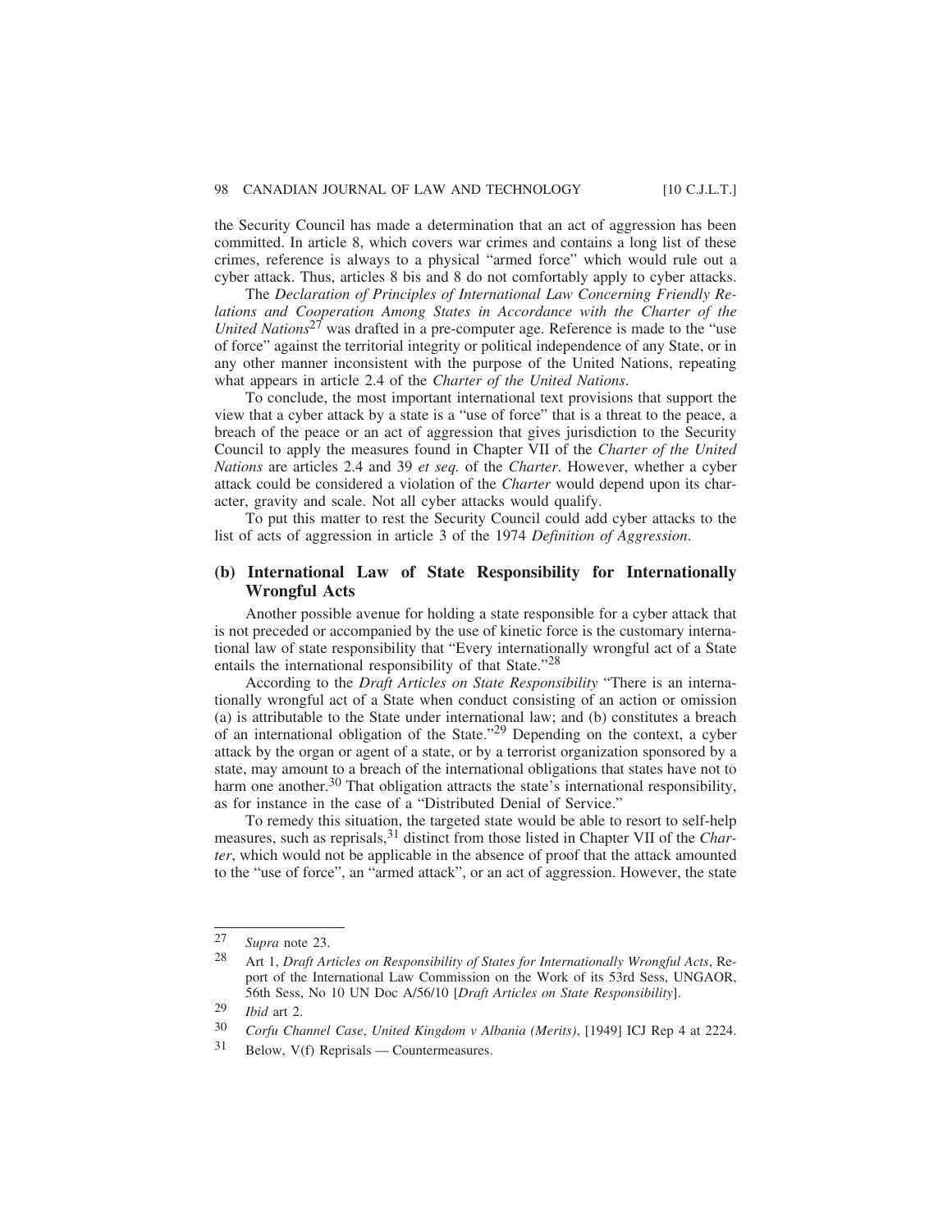the Security Council has made a determination that an act of aggression has been committed. In article 8, which covers war crimes and contains a long list of these crimes, reference is always to a physical "armed force" which would rule out a cyber attack. Thus, articles 8 bis and 8 do not comfortably apply to cyber attacks.

The *Declaration of Principles of International Law Concerning Friendly Relations and Cooperation Among States in Accordance with the Charter of the United Nations*[27] was drafted in a pre-computer age. Reference is made to the "use of force" against the territorial integrity or political independence of any State, or in any other manner inconsistent with the purpose of the United Nations, repeating what appears in article 2.4 of the *Charter of the United Nations*.

To conclude, the most important international text provisions that support the view that a cyber attack by a state is a "use of force" that is a threat to the peace, a breach of the peace or an act of aggression that gives jurisdiction to the Security Council to apply the measures found in Chapter VII of the *Charter of the United Nations* are articles 2.4 and 39 *et seq.* of the *Charter*. However, whether a cyber attack could be considered a violation of the *Charter* would depend upon its character, gravity and scale. Not all cyber attacks would qualify.

To put this matter to rest the Security Council could add cyber attacks to the list of acts of aggression in article 3 of the 1974 *Definition of Aggression*.

## (b) International Law of State Responsibility for Internationally Wrongful Acts

Another possible avenue for holding a state responsible for a cyber attack that is not preceded or accompanied by the use of kinetic force is the customary international law of state responsibility that "Every internationally wrongful act of a State entails the international responsibility of that State."[28]

According to the *Draft Articles on State Responsibility* "There is an internationally wrongful act of a State when conduct consisting of an action or omission (a) is attributable to the State under international law; and (b) constitutes a breach of an international obligation of the State."[29] Depending on the context, a cyber attack by the organ or agent of a state, or by a terrorist organization sponsored by a state, may amount to a breach of the international obligations that states have not to harm one another.[30] That obligation attracts the state's international responsibility, as for instance in the case of a "Distributed Denial of Service."

To remedy this situation, the targeted state would be able to resort to self-help measures, such as reprisals,[31] distinct from those listed in Chapter VII of the *Charter*, which would not be applicable in the absence of proof that the attack amounted to the "use of force", an "armed attack", or an act of aggression. However, the state

---

27 *Supra* note 23.

28 Art 1, *Draft Articles on Responsibility of States for Internationally Wrongful Acts*, Report of the International Law Commission on the Work of its 53rd Sess, UNGAOR, 56th Sess, No 10 UN Doc A/56/10 [*Draft Articles on State Responsibility*].

29 *Ibid* art 2.

30 *Corfu Channel Case*, *United Kingdom v Albania (Merits)*, [1949] ICJ Rep 4 at 2224.

31 Below, V(f) Reprisals — Countermeasures.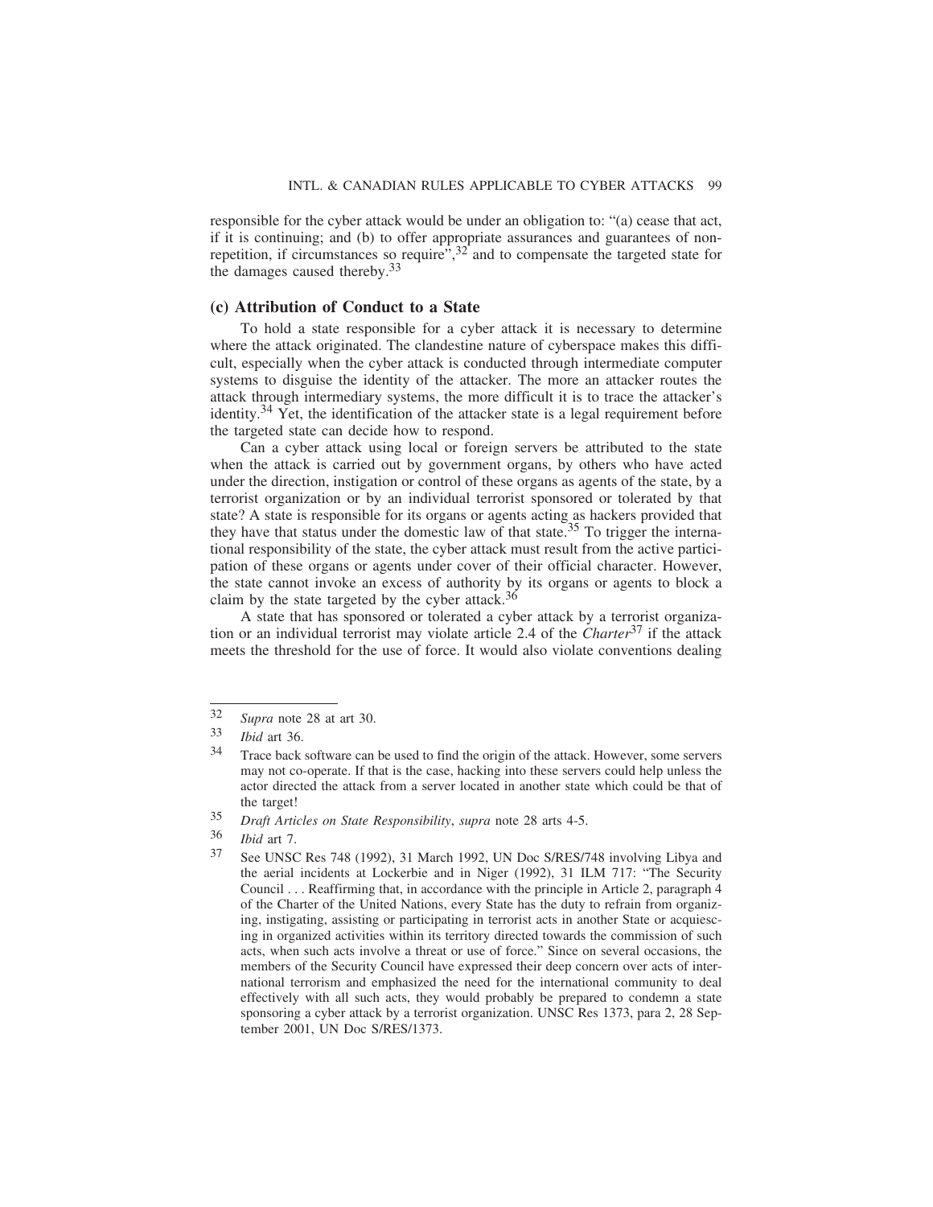responsible for the cyber attack would be under an obligation to: "(a) cease that act, if it is continuing; and (b) to offer appropriate assurances and guarantees of non-repetition, if circumstances so require",[32] and to compensate the targeted state for the damages caused thereby.[33]

### (c) Attribution of Conduct to a State

To hold a state responsible for a cyber attack it is necessary to determine where the attack originated. The clandestine nature of cyberspace makes this difficult, especially when the cyber attack is conducted through intermediate computer systems to disguise the identity of the attacker. The more an attacker routes the attack through intermediary systems, the more difficult it is to trace the attacker's identity.[34] Yet, the identification of the attacker state is a legal requirement before the targeted state can decide how to respond.

Can a cyber attack using local or foreign servers be attributed to the state when the attack is carried out by government organs, by others who have acted under the direction, instigation or control of these organs as agents of the state, by a terrorist organization or by an individual terrorist sponsored or tolerated by that state? A state is responsible for its organs or agents acting as hackers provided that they have that status under the domestic law of that state.[35] To trigger the international responsibility of the state, the cyber attack must result from the active participation of these organs or agents under cover of their official character. However, the state cannot invoke an excess of authority by its organs or agents to block a claim by the state targeted by the cyber attack.[36]

A state that has sponsored or tolerated a cyber attack by a terrorist organization or an individual terrorist may violate article 2.4 of the *Charter*[37] if the attack meets the threshold for the use of force. It would also violate conventions dealing

---

[32] *Supra* note 28 at art 30.

[33] *Ibid* art 36.

[34] Trace back software can be used to find the origin of the attack. However, some servers may not co-operate. If that is the case, hacking into these servers could help unless the actor directed the attack from a server located in another state which could be that of the target!

[35] *Draft Articles on State Responsibility*, *supra* note 28 arts 4-5.

[36] *Ibid* art 7.

[37] See UNSC Res 748 (1992), 31 March 1992, UN Doc S/RES/748 involving Libya and the aerial incidents at Lockerbie and in Niger (1992), 31 ILM 717: "The Security Council . . . Reaffirming that, in accordance with the principle in Article 2, paragraph 4 of the Charter of the United Nations, every State has the duty to refrain from organizing, instigating, assisting or participating in terrorist acts in another State or acquiescing in organized activities within its territory directed towards the commission of such acts, when such acts involve a threat or use of force." Since on several occasions, the members of the Security Council have expressed their deep concern over acts of international terrorism and emphasized the need for the international community to deal effectively with all such acts, they would probably be prepared to condemn a state sponsoring a cyber attack by a terrorist organization. UNSC Res 1373, para 2, 28 September 2001, UN Doc S/RES/1373.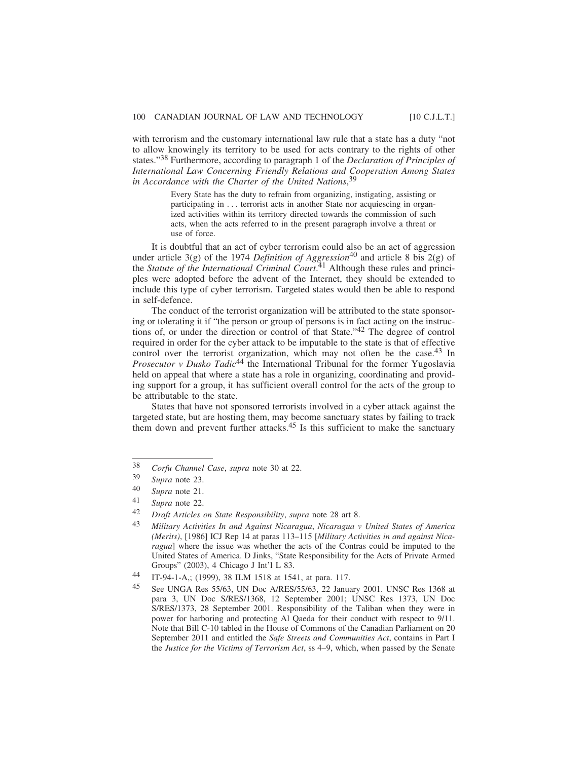with terrorism and the customary international law rule that a state has a duty "not to allow knowingly its territory to be used for acts contrary to the rights of other states."[38] Furthermore, according to paragraph 1 of the *Declaration of Principles of International Law Concerning Friendly Relations and Cooperation Among States in Accordance with the Charter of the United Nations*,[39]

> Every State has the duty to refrain from organizing, instigating, assisting or participating in . . . terrorist acts in another State nor acquiescing in organized activities within its territory directed towards the commission of such acts, when the acts referred to in the present paragraph involve a threat or use of force.

It is doubtful that an act of cyber terrorism could also be an act of aggression under article 3(g) of the 1974 *Definition of Aggression*[40] and article 8 bis 2(g) of the *Statute of the International Criminal Court*.[41] Although these rules and principles were adopted before the advent of the Internet, they should be extended to include this type of cyber terrorism. Targeted states would then be able to respond in self-defence.

The conduct of the terrorist organization will be attributed to the state sponsoring or tolerating it if "the person or group of persons is in fact acting on the instructions of, or under the direction or control of that State."[42] The degree of control required in order for the cyber attack to be imputable to the state is that of effective control over the terrorist organization, which may not often be the case.[43] In *Prosecutor v Dusko Tadic*[44] the International Tribunal for the former Yugoslavia held on appeal that where a state has a role in organizing, coordinating and providing support for a group, it has sufficient overall control for the acts of the group to be attributable to the state.

States that have not sponsored terrorists involved in a cyber attack against the targeted state, but are hosting them, may become sanctuary states by failing to track them down and prevent further attacks.[45] Is this sufficient to make the sanctuary

---

38 *Corfu Channel Case*, *supra* note 30 at 22.

39 *Supra* note 23.

40 *Supra* note 21.

41 *Supra* note 22.

42 *Draft Articles on State Responsibility*, *supra* note 28 art 8.

43 *Military Activities In and Against Nicaragua*, *Nicaragua v United States of America (Merits)*, [1986] ICJ Rep 14 at paras 113–115 [*Military Activities in and against Nicaragua*] where the issue was whether the acts of the Contras could be imputed to the United States of America. D Jinks, "State Responsibility for the Acts of Private Armed Groups" (2003), 4 Chicago J Int'l L 83.

44 IT-94-1-A,; (1999), 38 ILM 1518 at 1541, at para. 117.

45 See UNGA Res 55/63, UN Doc A/RES/55/63, 22 January 2001. UNSC Res 1368 at para 3, UN Doc S/RES/1368, 12 September 2001; UNSC Res 1373, UN Doc S/RES/1373, 28 September 2001. Responsibility of the Taliban when they were in power for harboring and protecting Al Qaeda for their conduct with respect to 9/11. Note that Bill C-10 tabled in the House of Commons of the Canadian Parliament on 20 September 2011 and entitled the *Safe Streets and Communities Act*, contains in Part I the *Justice for the Victims of Terrorism Act*, ss 4–9, which, when passed by the Senate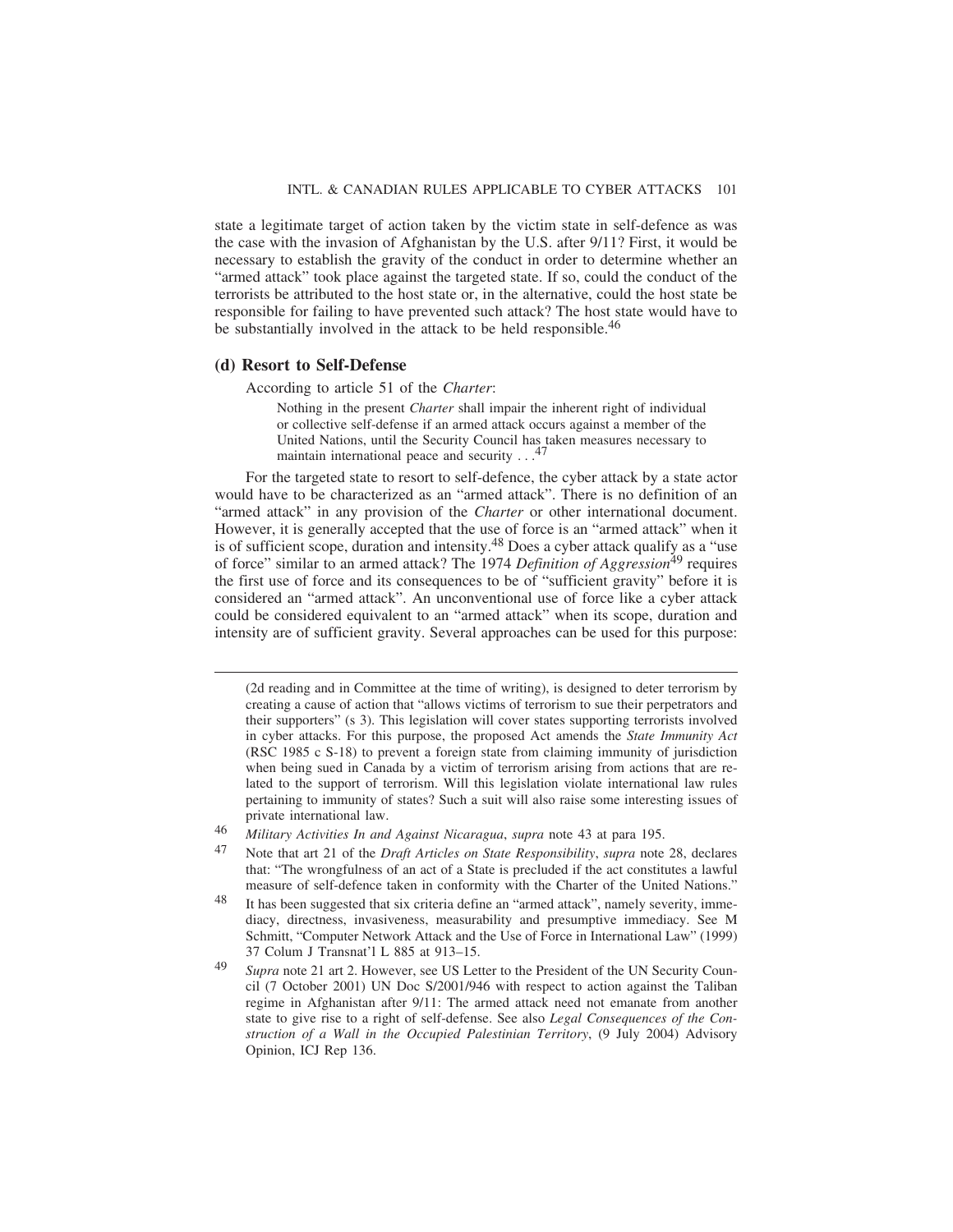state a legitimate target of action taken by the victim state in self-defence as was the case with the invasion of Afghanistan by the U.S. after 9/11? First, it would be necessary to establish the gravity of the conduct in order to determine whether an "armed attack" took place against the targeted state. If so, could the conduct of the terrorists be attributed to the host state or, in the alternative, could the host state be responsible for failing to have prevented such attack? The host state would have to be substantially involved in the attack to be held responsible.[46]

### (d) Resort to Self-Defense

According to article 51 of the *Charter*:

> Nothing in the present *Charter* shall impair the inherent right of individual or collective self-defense if an armed attack occurs against a member of the United Nations, until the Security Council has taken measures necessary to maintain international peace and security . . .[47]

For the targeted state to resort to self-defence, the cyber attack by a state actor would have to be characterized as an "armed attack". There is no definition of an "armed attack" in any provision of the *Charter* or other international document. However, it is generally accepted that the use of force is an "armed attack" when it is of sufficient scope, duration and intensity.[48] Does a cyber attack qualify as a "use of force" similar to an armed attack? The 1974 *Definition of Aggression*[49] requires the first use of force and its consequences to be of "sufficient gravity" before it is considered an "armed attack". An unconventional use of force like a cyber attack could be considered equivalent to an "armed attack" when its scope, duration and intensity are of sufficient gravity. Several approaches can be used for this purpose:

---

(2d reading and in Committee at the time of writing), is designed to deter terrorism by creating a cause of action that "allows victims of terrorism to sue their perpetrators and their supporters" (s 3). This legislation will cover states supporting terrorists involved in cyber attacks. For this purpose, the proposed Act amends the *State Immunity Act* (RSC 1985 c S-18) to prevent a foreign state from claiming immunity of jurisdiction when being sued in Canada by a victim of terrorism arising from actions that are related to the support of terrorism. Will this legislation violate international law rules pertaining to immunity of states? Such a suit will also raise some interesting issues of private international law.

46 *Military Activities In and Against Nicaragua*, *supra* note 43 at para 195.

47 Note that art 21 of the *Draft Articles on State Responsibility*, *supra* note 28, declares that: "The wrongfulness of an act of a State is precluded if the act constitutes a lawful measure of self-defence taken in conformity with the Charter of the United Nations."

48 It has been suggested that six criteria define an "armed attack", namely severity, immediacy, directness, invasiveness, measurability and presumptive immediacy. See M Schmitt, "Computer Network Attack and the Use of Force in International Law" (1999) 37 Colum J Transnat'l L 885 at 913–15.

49 *Supra* note 21 art 2. However, see US Letter to the President of the UN Security Council (7 October 2001) UN Doc S/2001/946 with respect to action against the Taliban regime in Afghanistan after 9/11: The armed attack need not emanate from another state to give rise to a right of self-defense. See also *Legal Consequences of the Construction of a Wall in the Occupied Palestinian Territory*, (9 July 2004) Advisory Opinion, ICJ Rep 136.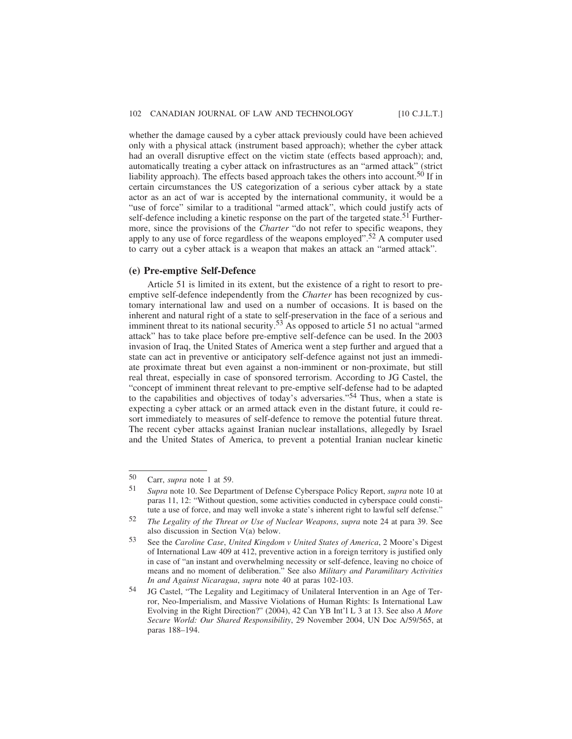whether the damage caused by a cyber attack previously could have been achieved only with a physical attack (instrument based approach); whether the cyber attack had an overall disruptive effect on the victim state (effects based approach); and, automatically treating a cyber attack on infrastructures as an "armed attack" (strict liability approach). The effects based approach takes the others into account.[50] If in certain circumstances the US categorization of a serious cyber attack by a state actor as an act of war is accepted by the international community, it would be a "use of force" similar to a traditional "armed attack", which could justify acts of self-defence including a kinetic response on the part of the targeted state.[51] Furthermore, since the provisions of the *Charter* "do not refer to specific weapons, they apply to any use of force regardless of the weapons employed".[52] A computer used to carry out a cyber attack is a weapon that makes an attack an "armed attack".

### (e) Pre-emptive Self-Defence

Article 51 is limited in its extent, but the existence of a right to resort to pre-emptive self-defence independently from the *Charter* has been recognized by customary international law and used on a number of occasions. It is based on the inherent and natural right of a state to self-preservation in the face of a serious and imminent threat to its national security.[53] As opposed to article 51 no actual "armed attack" has to take place before pre-emptive self-defence can be used. In the 2003 invasion of Iraq, the United States of America went a step further and argued that a state can act in preventive or anticipatory self-defence against not just an immediate proximate threat but even against a non-imminent or non-proximate, but still real threat, especially in case of sponsored terrorism. According to JG Castel, the "concept of imminent threat relevant to pre-emptive self-defense had to be adapted to the capabilities and objectives of today's adversaries."[54] Thus, when a state is expecting a cyber attack or an armed attack even in the distant future, it could resort immediately to measures of self-defence to remove the potential future threat. The recent cyber attacks against Iranian nuclear installations, allegedly by Israel and the United States of America, to prevent a potential Iranian nuclear kinetic

---

50 Carr, *supra* note 1 at 59.

51 *Supra* note 10. See Department of Defense Cyberspace Policy Report, *supra* note 10 at paras 11, 12: "Without question, some activities conducted in cyberspace could constitute a use of force, and may well invoke a state's inherent right to lawful self defense."

52 *The Legality of the Threat or Use of Nuclear Weapons*, *supra* note 24 at para 39. See also discussion in Section V(a) below.

53 See the *Caroline Case*, *United Kingdom v United States of America*, 2 Moore's Digest of International Law 409 at 412, preventive action in a foreign territory is justified only in case of "an instant and overwhelming necessity or self-defence, leaving no choice of means and no moment of deliberation." See also *Military and Paramilitary Activities In and Against Nicaragua*, *supra* note 40 at paras 102-103.

54 JG Castel, "The Legality and Legitimacy of Unilateral Intervention in an Age of Terror, Neo-Imperialism, and Massive Violations of Human Rights: Is International Law Evolving in the Right Direction?" (2004), 42 Can YB Int'l L 3 at 13. See also *A More Secure World: Our Shared Responsibility*, 29 November 2004, UN Doc A/59/565, at paras 188–194.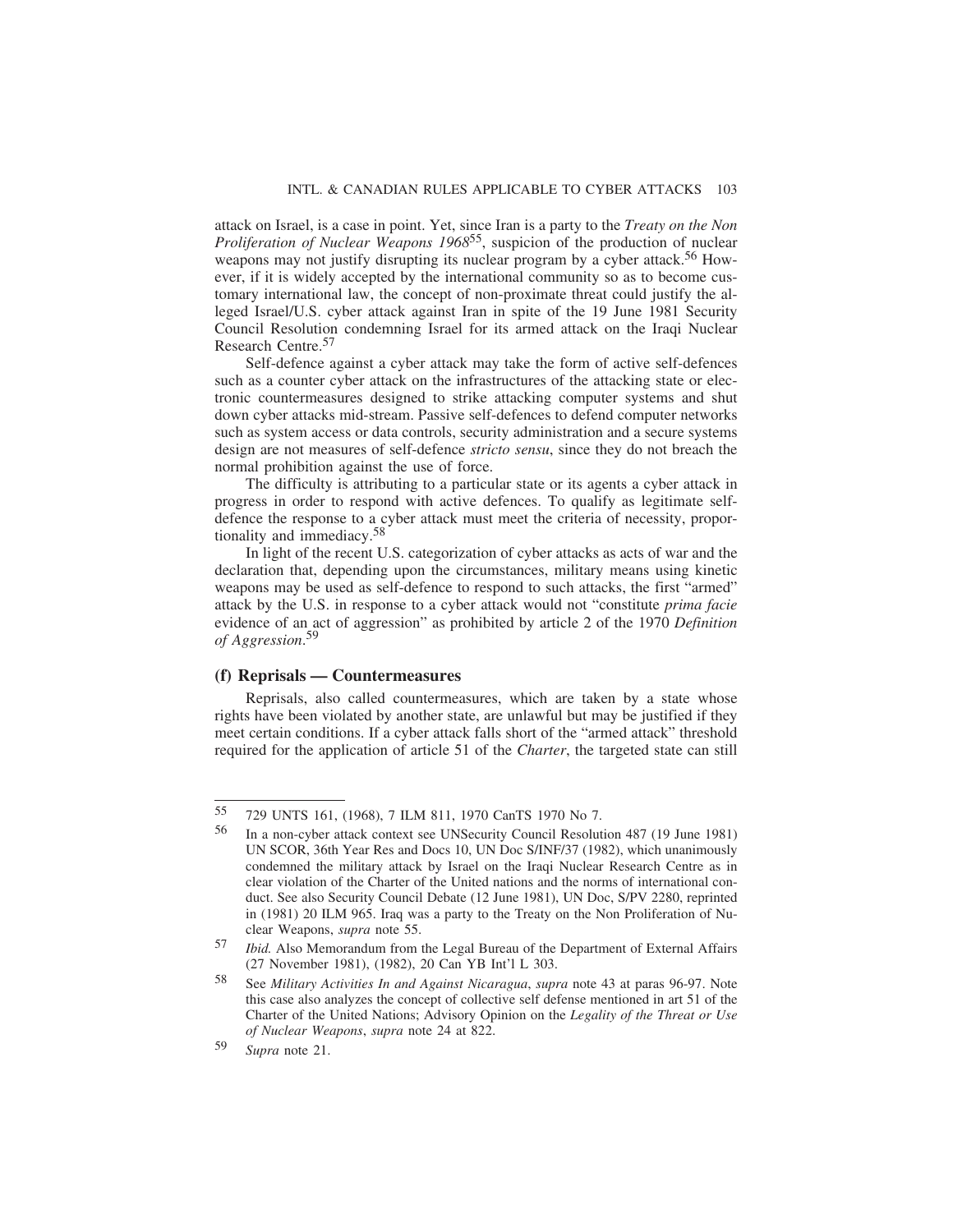attack on Israel, is a case in point. Yet, since Iran is a party to the *Treaty on the Non Proliferation of Nuclear Weapons 1968*[55], suspicion of the production of nuclear weapons may not justify disrupting its nuclear program by a cyber attack.[56] However, if it is widely accepted by the international community so as to become customary international law, the concept of non-proximate threat could justify the alleged Israel/U.S. cyber attack against Iran in spite of the 19 June 1981 Security Council Resolution condemning Israel for its armed attack on the Iraqi Nuclear Research Centre.[57]

Self-defence against a cyber attack may take the form of active self-defences such as a counter cyber attack on the infrastructures of the attacking state or electronic countermeasures designed to strike attacking computer systems and shut down cyber attacks mid-stream. Passive self-defences to defend computer networks such as system access or data controls, security administration and a secure systems design are not measures of self-defence *stricto sensu*, since they do not breach the normal prohibition against the use of force.

The difficulty is attributing to a particular state or its agents a cyber attack in progress in order to respond with active defences. To qualify as legitimate self-defence the response to a cyber attack must meet the criteria of necessity, proportionality and immediacy.[58]

In light of the recent U.S. categorization of cyber attacks as acts of war and the declaration that, depending upon the circumstances, military means using kinetic weapons may be used as self-defence to respond to such attacks, the first "armed" attack by the U.S. in response to a cyber attack would not "constitute *prima facie* evidence of an act of aggression" as prohibited by article 2 of the 1970 *Definition of Aggression*.[59]

### (f) Reprisals — Countermeasures

Reprisals, also called countermeasures, which are taken by a state whose rights have been violated by another state, are unlawful but may be justified if they meet certain conditions. If a cyber attack falls short of the "armed attack" threshold required for the application of article 51 of the *Charter*, the targeted state can still

---

55 729 UNTS 161, (1968), 7 ILM 811, 1970 CanTS 1970 No 7.

56 In a non-cyber attack context see UNSecurity Council Resolution 487 (19 June 1981) UN SCOR, 36th Year Res and Docs 10, UN Doc S/INF/37 (1982), which unanimously condemned the military attack by Israel on the Iraqi Nuclear Research Centre as in clear violation of the Charter of the United nations and the norms of international conduct. See also Security Council Debate (12 June 1981), UN Doc, S/PV 2280, reprinted in (1981) 20 ILM 965. Iraq was a party to the Treaty on the Non Proliferation of Nuclear Weapons, *supra* note 55.

57 *Ibid.* Also Memorandum from the Legal Bureau of the Department of External Affairs (27 November 1981), (1982), 20 Can YB Int'l L 303.

58 See *Military Activities In and Against Nicaragua*, *supra* note 43 at paras 96-97. Note this case also analyzes the concept of collective self defense mentioned in art 51 of the Charter of the United Nations; Advisory Opinion on the *Legality of the Threat or Use of Nuclear Weapons*, *supra* note 24 at 822.

59 *Supra* note 21.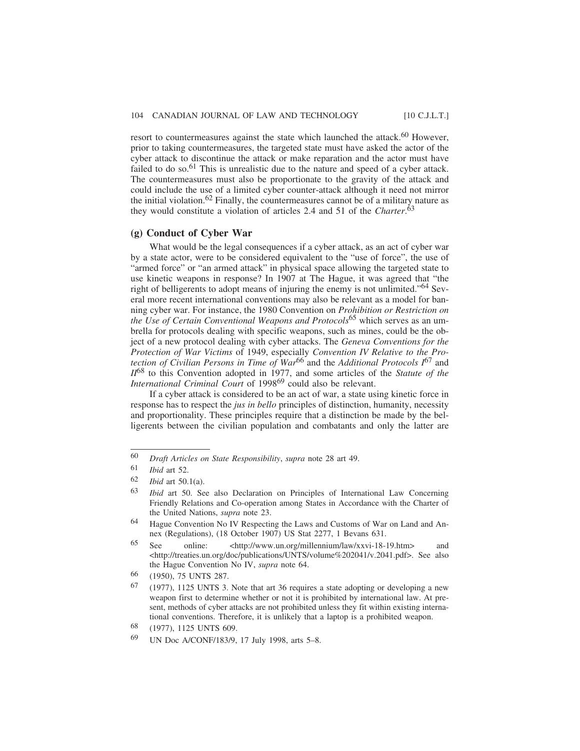resort to countermeasures against the state which launched the attack.[60] However, prior to taking countermeasures, the targeted state must have asked the actor of the cyber attack to discontinue the attack or make reparation and the actor must have failed to do so.[61] This is unrealistic due to the nature and speed of a cyber attack. The countermeasures must also be proportionate to the gravity of the attack and could include the use of a limited cyber counter-attack although it need not mirror the initial violation.[62] Finally, the countermeasures cannot be of a military nature as they would constitute a violation of articles 2.4 and 51 of the *Charter*.[63]

### (g) Conduct of Cyber War

What would be the legal consequences if a cyber attack, as an act of cyber war by a state actor, were to be considered equivalent to the "use of force", the use of "armed force" or "an armed attack" in physical space allowing the targeted state to use kinetic weapons in response? In 1907 at The Hague, it was agreed that "the right of belligerents to adopt means of injuring the enemy is not unlimited."[64] Several more recent international conventions may also be relevant as a model for banning cyber war. For instance, the 1980 Convention on *Prohibition or Restriction on the Use of Certain Conventional Weapons and Protocols*[65] which serves as an umbrella for protocols dealing with specific weapons, such as mines, could be the object of a new protocol dealing with cyber attacks. The *Geneva Conventions for the Protection of War Victims* of 1949, especially *Convention IV Relative to the Protection of Civilian Persons in Time of War*[66] and the *Additional Protocols I*[67] and *II*[68] to this Convention adopted in 1977, and some articles of the *Statute of the International Criminal Court* of 1998[69] could also be relevant.

If a cyber attack is considered to be an act of war, a state using kinetic force in response has to respect the *jus in bello* principles of distinction, humanity, necessity and proportionality. These principles require that a distinction be made by the belligerents between the civilian population and combatants and only the latter are

---

60 *Draft Articles on State Responsibility*, *supra* note 28 art 49.

61 *Ibid* art 52.

62 *Ibid* art 50.1(a).

63 *Ibid* art 50. See also Declaration on Principles of International Law Concerning Friendly Relations and Co-operation among States in Accordance with the Charter of the United Nations, *supra* note 23.

64 Hague Convention No IV Respecting the Laws and Customs of War on Land and Annex (Regulations), (18 October 1907) US Stat 2277, 1 Bevans 631.

65 See online: <http://www.un.org/millennium/law/xxvi-18-19.htm> and <http://treaties.un.org/doc/publications/UNTS/volume%202041/v.2041.pdf>. See also the Hague Convention No IV, *supra* note 64.

66 (1950), 75 UNTS 287.

67 (1977), 1125 UNTS 3. Note that art 36 requires a state adopting or developing a new weapon first to determine whether or not it is prohibited by international law. At present, methods of cyber attacks are not prohibited unless they fit within existing international conventions. Therefore, it is unlikely that a laptop is a prohibited weapon.

68 (1977), 1125 UNTS 609.

69 UN Doc A/CONF/183/9, 17 July 1998, arts 5–8.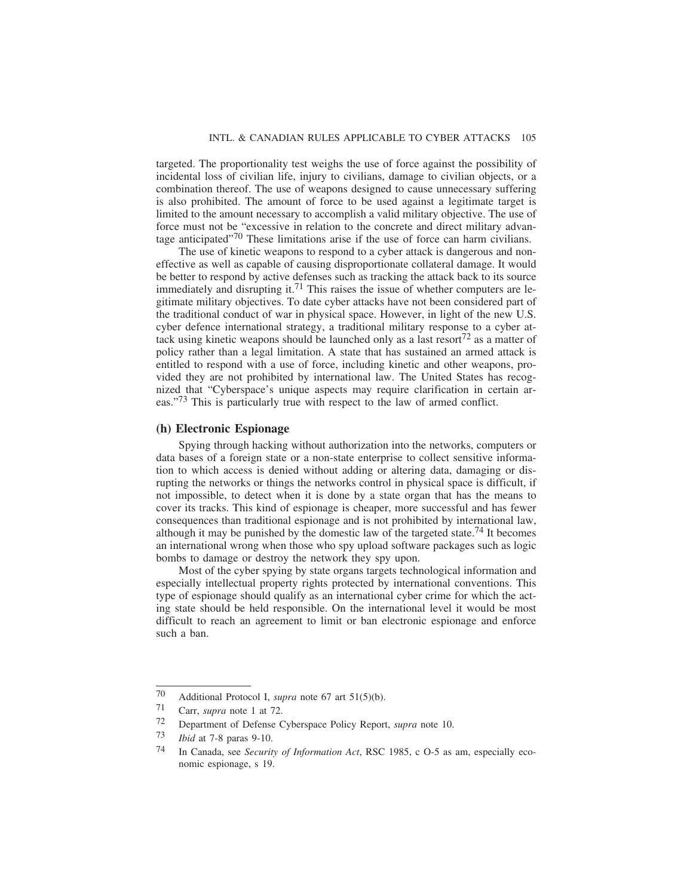targeted. The proportionality test weighs the use of force against the possibility of incidental loss of civilian life, injury to civilians, damage to civilian objects, or a combination thereof. The use of weapons designed to cause unnecessary suffering is also prohibited. The amount of force to be used against a legitimate target is limited to the amount necessary to accomplish a valid military objective. The use of force must not be "excessive in relation to the concrete and direct military advantage anticipated"[70] These limitations arise if the use of force can harm civilians.

The use of kinetic weapons to respond to a cyber attack is dangerous and non-effective as well as capable of causing disproportionate collateral damage. It would be better to respond by active defenses such as tracking the attack back to its source immediately and disrupting it.[71] This raises the issue of whether computers are legitimate military objectives. To date cyber attacks have not been considered part of the traditional conduct of war in physical space. However, in light of the new U.S. cyber defence international strategy, a traditional military response to a cyber attack using kinetic weapons should be launched only as a last resort[72] as a matter of policy rather than a legal limitation. A state that has sustained an armed attack is entitled to respond with a use of force, including kinetic and other weapons, provided they are not prohibited by international law. The United States has recognized that "Cyberspace's unique aspects may require clarification in certain areas."[73] This is particularly true with respect to the law of armed conflict.

### (h) Electronic Espionage

Spying through hacking without authorization into the networks, computers or data bases of a foreign state or a non-state enterprise to collect sensitive information to which access is denied without adding or altering data, damaging or disrupting the networks or things the networks control in physical space is difficult, if not impossible, to detect when it is done by a state organ that has the means to cover its tracks. This kind of espionage is cheaper, more successful and has fewer consequences than traditional espionage and is not prohibited by international law, although it may be punished by the domestic law of the targeted state.[74] It becomes an international wrong when those who spy upload software packages such as logic bombs to damage or destroy the network they spy upon.

Most of the cyber spying by state organs targets technological information and especially intellectual property rights protected by international conventions. This type of espionage should qualify as an international cyber crime for which the acting state should be held responsible. On the international level it would be most difficult to reach an agreement to limit or ban electronic espionage and enforce such a ban.

---

[70] Additional Protocol I, *supra* note 67 art 51(5)(b).

[71] Carr, *supra* note 1 at 72.

[72] Department of Defense Cyberspace Policy Report, *supra* note 10.

[73] *Ibid* at 7-8 paras 9-10.

[74] In Canada, see *Security of Information Act*, RSC 1985, c O-5 as am, especially economic espionage, s 19.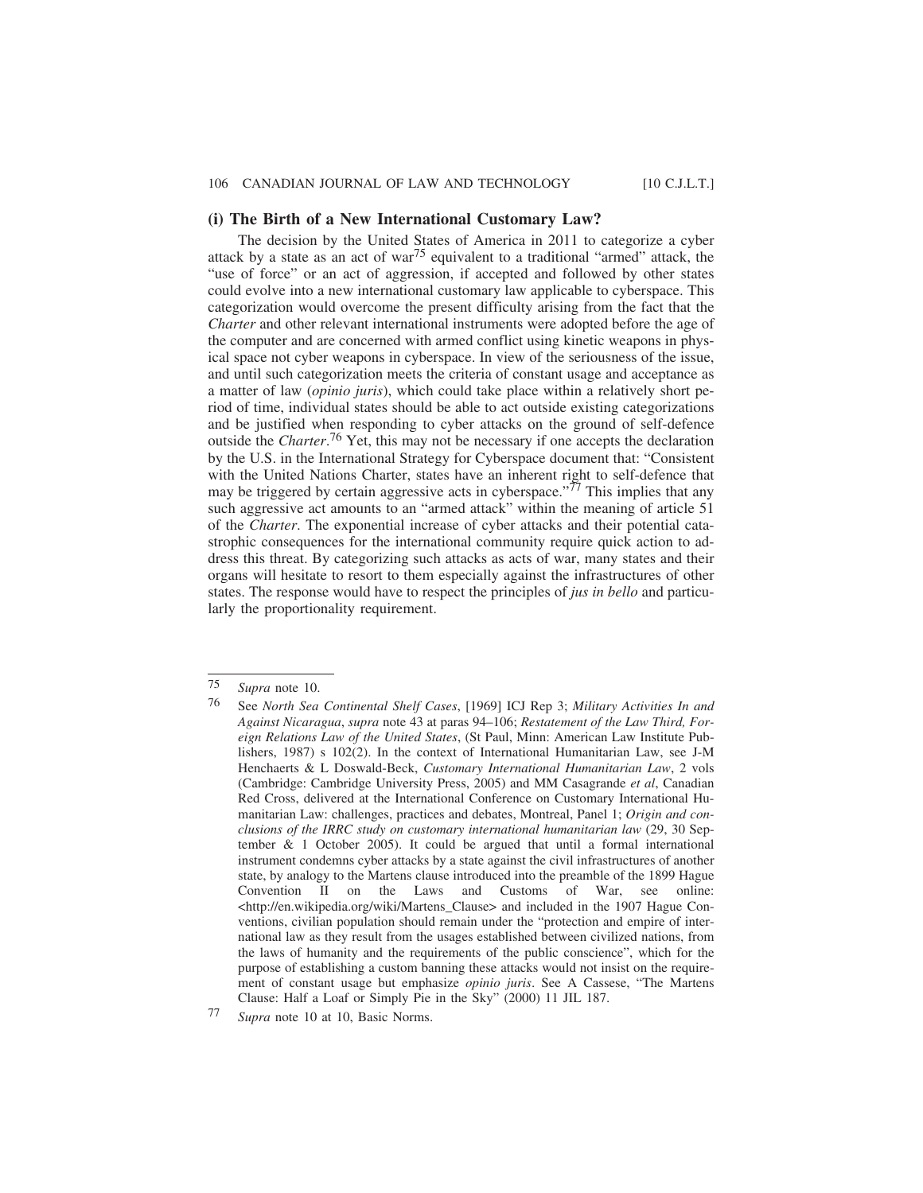### (i) The Birth of a New International Customary Law?

The decision by the United States of America in 2011 to categorize a cyber attack by a state as an act of war[75] equivalent to a traditional "armed" attack, the "use of force" or an act of aggression, if accepted and followed by other states could evolve into a new international customary law applicable to cyberspace. This categorization would overcome the present difficulty arising from the fact that the *Charter* and other relevant international instruments were adopted before the age of the computer and are concerned with armed conflict using kinetic weapons in physical space not cyber weapons in cyberspace. In view of the seriousness of the issue, and until such categorization meets the criteria of constant usage and acceptance as a matter of law (*opinio juris*), which could take place within a relatively short period of time, individual states should be able to act outside existing categorizations and be justified when responding to cyber attacks on the ground of self-defence outside the *Charter*.[76] Yet, this may not be necessary if one accepts the declaration by the U.S. in the International Strategy for Cyberspace document that: "Consistent with the United Nations Charter, states have an inherent right to self-defence that may be triggered by certain aggressive acts in cyberspace."[77] This implies that any such aggressive act amounts to an "armed attack" within the meaning of article 51 of the *Charter*. The exponential increase of cyber attacks and their potential catastrophic consequences for the international community require quick action to address this threat. By categorizing such attacks as acts of war, many states and their organs will hesitate to resort to them especially against the infrastructures of other states. The response would have to respect the principles of *jus in bello* and particularly the proportionality requirement.

---

75 *Supra* note 10.

76 See *North Sea Continental Shelf Cases*, [1969] ICJ Rep 3; *Military Activities In and Against Nicaragua*, *supra* note 43 at paras 94–106; *Restatement of the Law Third, Foreign Relations Law of the United States*, (St Paul, Minn: American Law Institute Publishers, 1987) s 102(2). In the context of International Humanitarian Law, see J-M Henchaerts & L Doswald-Beck, *Customary International Humanitarian Law*, 2 vols (Cambridge: Cambridge University Press, 2005) and MM Casagrande *et al*, Canadian Red Cross, delivered at the International Conference on Customary International Humanitarian Law: challenges, practices and debates, Montreal, Panel 1; *Origin and conclusions of the IRRC study on customary international humanitarian law* (29, 30 September & 1 October 2005). It could be argued that until a formal international instrument condemns cyber attacks by a state against the civil infrastructures of another state, by analogy to the Martens clause introduced into the preamble of the 1899 Hague Convention II on the Laws and Customs of War, see online: <http://en.wikipedia.org/wiki/Martens_Clause> and included in the 1907 Hague Conventions, civilian population should remain under the "protection and empire of international law as they result from the usages established between civilized nations, from the laws of humanity and the requirements of the public conscience", which for the purpose of establishing a custom banning these attacks would not insist on the requirement of constant usage but emphasize *opinio juris*. See A Cassese, "The Martens Clause: Half a Loaf or Simply Pie in the Sky" (2000) 11 JIL 187.

77 *Supra* note 10 at 10, Basic Norms.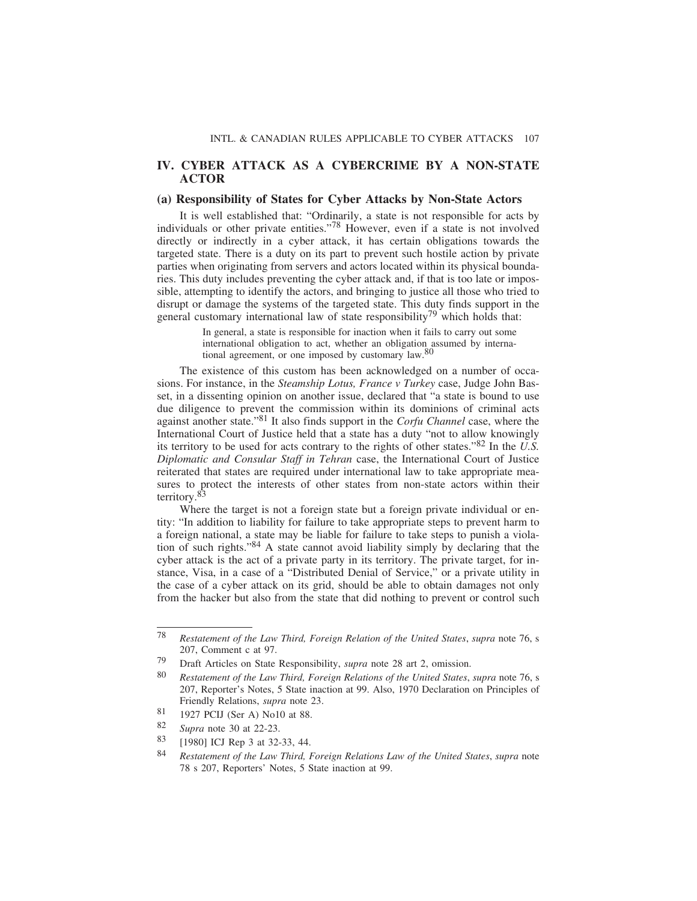## IV. CYBER ATTACK AS A CYBERCRIME BY A NON-STATE ACTOR

### (a) Responsibility of States for Cyber Attacks by Non-State Actors

It is well established that: "Ordinarily, a state is not responsible for acts by individuals or other private entities."[78] However, even if a state is not involved directly or indirectly in a cyber attack, it has certain obligations towards the targeted state. There is a duty on its part to prevent such hostile action by private parties when originating from servers and actors located within its physical boundaries. This duty includes preventing the cyber attack and, if that is too late or impossible, attempting to identify the actors, and bringing to justice all those who tried to disrupt or damage the systems of the targeted state. This duty finds support in the general customary international law of state responsibility[79] which holds that:

> In general, a state is responsible for inaction when it fails to carry out some international obligation to act, whether an obligation assumed by international agreement, or one imposed by customary law.[80]

The existence of this custom has been acknowledged on a number of occasions. For instance, in the *Steamship Lotus, France v Turkey* case, Judge John Basset, in a dissenting opinion on another issue, declared that "a state is bound to use due diligence to prevent the commission within its dominions of criminal acts against another state."[81] It also finds support in the *Corfu Channel* case, where the International Court of Justice held that a state has a duty "not to allow knowingly its territory to be used for acts contrary to the rights of other states."[82] In the *U.S. Diplomatic and Consular Staff in Tehran* case, the International Court of Justice reiterated that states are required under international law to take appropriate measures to protect the interests of other states from non-state actors within their territory.[83]

Where the target is not a foreign state but a foreign private individual or entity: "In addition to liability for failure to take appropriate steps to prevent harm to a foreign national, a state may be liable for failure to take steps to punish a violation of such rights."[84] A state cannot avoid liability simply by declaring that the cyber attack is the act of a private party in its territory. The private target, for instance, Visa, in a case of a "Distributed Denial of Service," or a private utility in the case of a cyber attack on its grid, should be able to obtain damages not only from the hacker but also from the state that did nothing to prevent or control such

---

78 *Restatement of the Law Third, Foreign Relation of the United States*, *supra* note 76, s 207, Comment c at 97.

79 Draft Articles on State Responsibility, *supra* note 28 art 2, omission.

80 *Restatement of the Law Third, Foreign Relations of the United States*, *supra* note 76, s 207, Reporter's Notes, 5 State inaction at 99. Also, 1970 Declaration on Principles of Friendly Relations, *supra* note 23.

81 1927 PCIJ (Ser A) No10 at 88.

82 *Supra* note 30 at 22-23.

83 [1980] ICJ Rep 3 at 32-33, 44.

84 *Restatement of the Law Third, Foreign Relations Law of the United States*, *supra* note 78 s 207, Reporters' Notes, 5 State inaction at 99.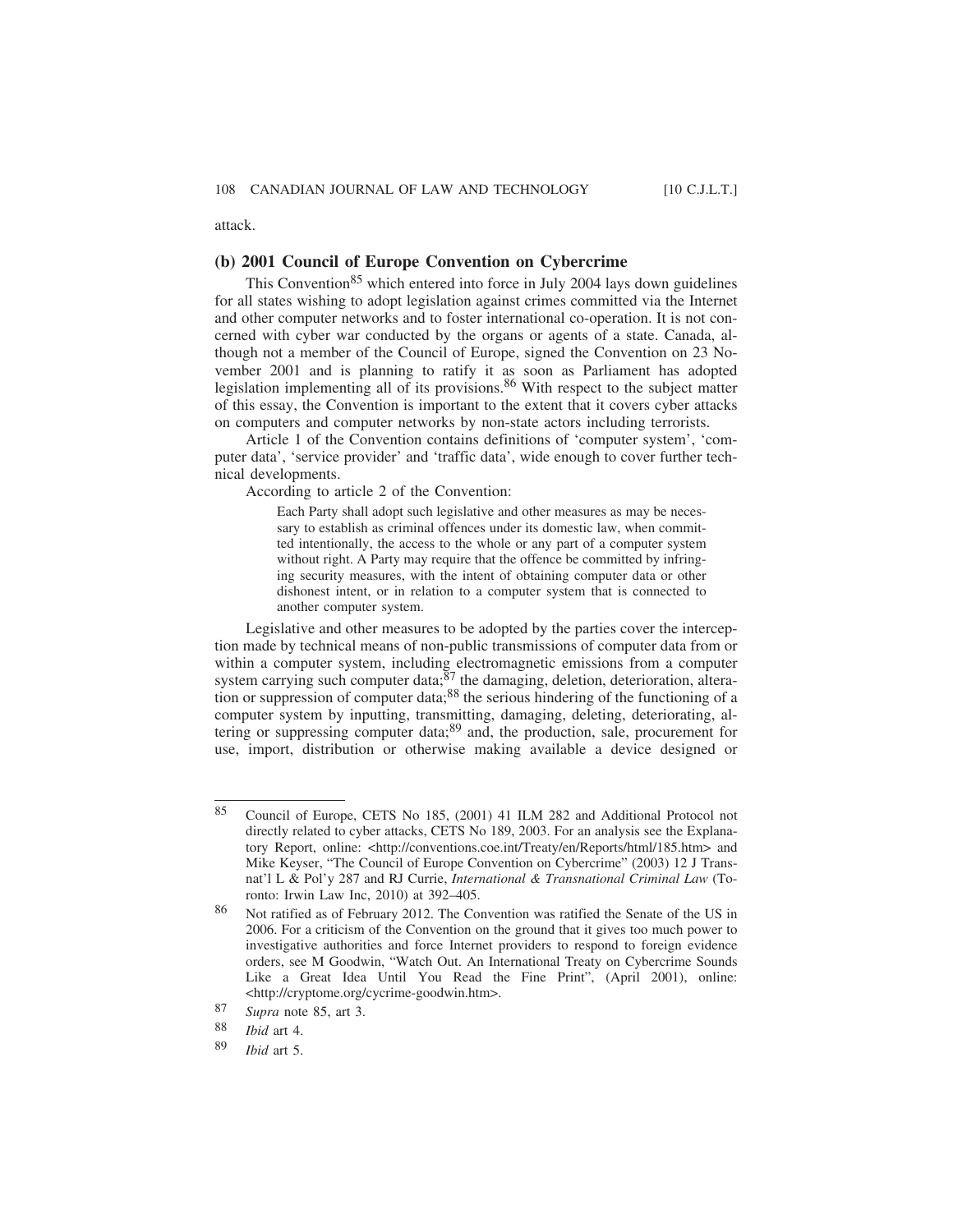attack.

### (b) 2001 Council of Europe Convention on Cybercrime

This Convention[85] which entered into force in July 2004 lays down guidelines for all states wishing to adopt legislation against crimes committed via the Internet and other computer networks and to foster international co-operation. It is not concerned with cyber war conducted by the organs or agents of a state. Canada, although not a member of the Council of Europe, signed the Convention on 23 November 2001 and is planning to ratify it as soon as Parliament has adopted legislation implementing all of its provisions.[86] With respect to the subject matter of this essay, the Convention is important to the extent that it covers cyber attacks on computers and computer networks by non-state actors including terrorists.

Article 1 of the Convention contains definitions of 'computer system', 'computer data', 'service provider' and 'traffic data', wide enough to cover further technical developments.

According to article 2 of the Convention:

> Each Party shall adopt such legislative and other measures as may be necessary to establish as criminal offences under its domestic law, when committed intentionally, the access to the whole or any part of a computer system without right. A Party may require that the offence be committed by infringing security measures, with the intent of obtaining computer data or other dishonest intent, or in relation to a computer system that is connected to another computer system.

Legislative and other measures to be adopted by the parties cover the interception made by technical means of non-public transmissions of computer data from or within a computer system, including electromagnetic emissions from a computer system carrying such computer data;[87] the damaging, deletion, deterioration, alteration or suppression of computer data;[88] the serious hindering of the functioning of a computer system by inputting, transmitting, damaging, deleting, deteriorating, altering or suppressing computer data;[89] and, the production, sale, procurement for use, import, distribution or otherwise making available a device designed or

---

85 Council of Europe, CETS No 185, (2001) 41 ILM 282 and Additional Protocol not directly related to cyber attacks, CETS No 189, 2003. For an analysis see the Explanatory Report, online: <http://conventions.coe.int/Treaty/en/Reports/html/185.htm> and Mike Keyser, "The Council of Europe Convention on Cybercrime" (2003) 12 J Transnat'l L & Pol'y 287 and RJ Currie, *International & Transnational Criminal Law* (Toronto: Irwin Law Inc, 2010) at 392–405.

86 Not ratified as of February 2012. The Convention was ratified the Senate of the US in 2006. For a criticism of the Convention on the ground that it gives too much power to investigative authorities and force Internet providers to respond to foreign evidence orders, see M Goodwin, "Watch Out. An International Treaty on Cybercrime Sounds Like a Great Idea Until You Read the Fine Print", (April 2001), online: <http://cryptome.org/cycrime-goodwin.htm>.

87 *Supra* note 85, art 3.

88 *Ibid* art 4.

89 *Ibid* art 5.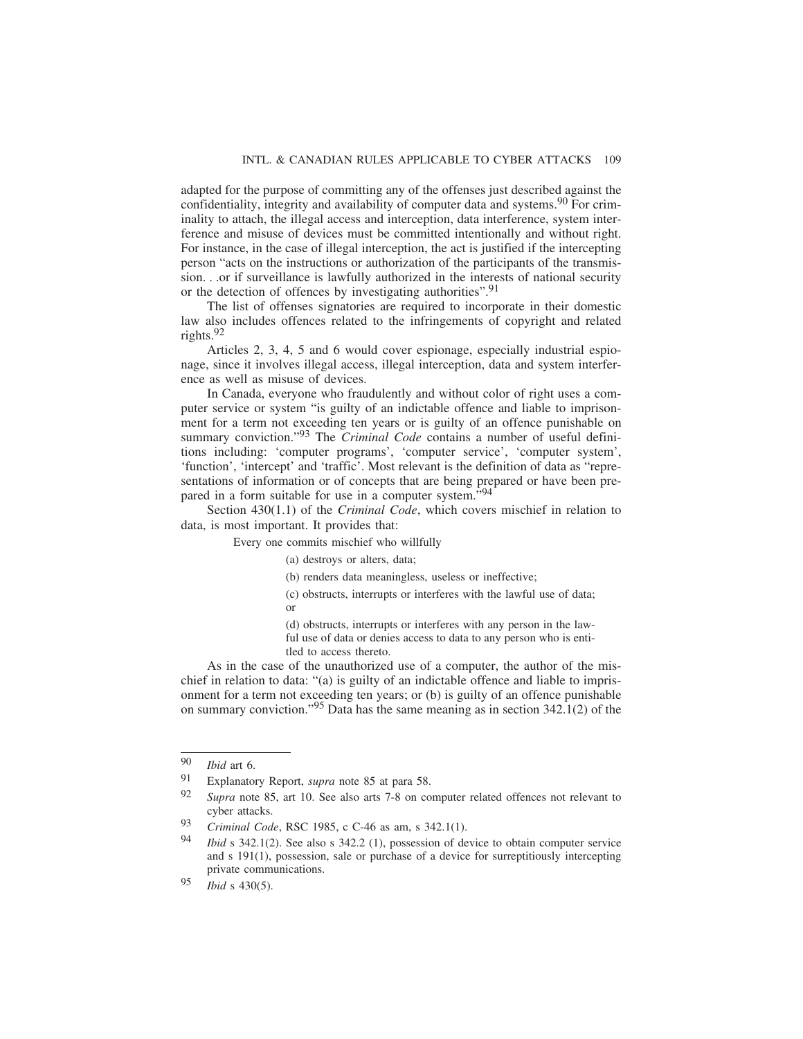adapted for the purpose of committing any of the offenses just described against the confidentiality, integrity and availability of computer data and systems.[90] For criminality to attach, the illegal access and interception, data interference, system interference and misuse of devices must be committed intentionally and without right. For instance, in the case of illegal interception, the act is justified if the intercepting person "acts on the instructions or authorization of the participants of the transmission. . .or if surveillance is lawfully authorized in the interests of national security or the detection of offences by investigating authorities".[91]

The list of offenses signatories are required to incorporate in their domestic law also includes offences related to the infringements of copyright and related rights.[92]

Articles 2, 3, 4, 5 and 6 would cover espionage, especially industrial espionage, since it involves illegal access, illegal interception, data and system interference as well as misuse of devices.

In Canada, everyone who fraudulently and without color of right uses a computer service or system "is guilty of an indictable offence and liable to imprisonment for a term not exceeding ten years or is guilty of an offence punishable on summary conviction."[93] The *Criminal Code* contains a number of useful definitions including: 'computer programs', 'computer service', 'computer system', 'function', 'intercept' and 'traffic'. Most relevant is the definition of data as "representations of information or of concepts that are being prepared or have been prepared in a form suitable for use in a computer system."[94]

Section 430(1.1) of the *Criminal Code*, which covers mischief in relation to data, is most important. It provides that:

> Every one commits mischief who willfully
>
> (a) destroys or alters, data;
>
> (b) renders data meaningless, useless or ineffective;
>
> (c) obstructs, interrupts or interferes with the lawful use of data; or
>
> (d) obstructs, interrupts or interferes with any person in the lawful use of data or denies access to data to any person who is entitled to access thereto.

As in the case of the unauthorized use of a computer, the author of the mischief in relation to data: "(a) is guilty of an indictable offence and liable to imprisonment for a term not exceeding ten years; or (b) is guilty of an offence punishable on summary conviction."[95] Data has the same meaning as in section 342.1(2) of the

---

[90] *Ibid* art 6.

[91] Explanatory Report, *supra* note 85 at para 58.

[92] *Supra* note 85, art 10. See also arts 7-8 on computer related offences not relevant to cyber attacks.

[93] *Criminal Code*, RSC 1985, c C-46 as am, s 342.1(1).

[94] *Ibid* s 342.1(2). See also s 342.2 (1), possession of device to obtain computer service and s 191(1), possession, sale or purchase of a device for surreptitiously intercepting private communications.

[95] *Ibid* s 430(5).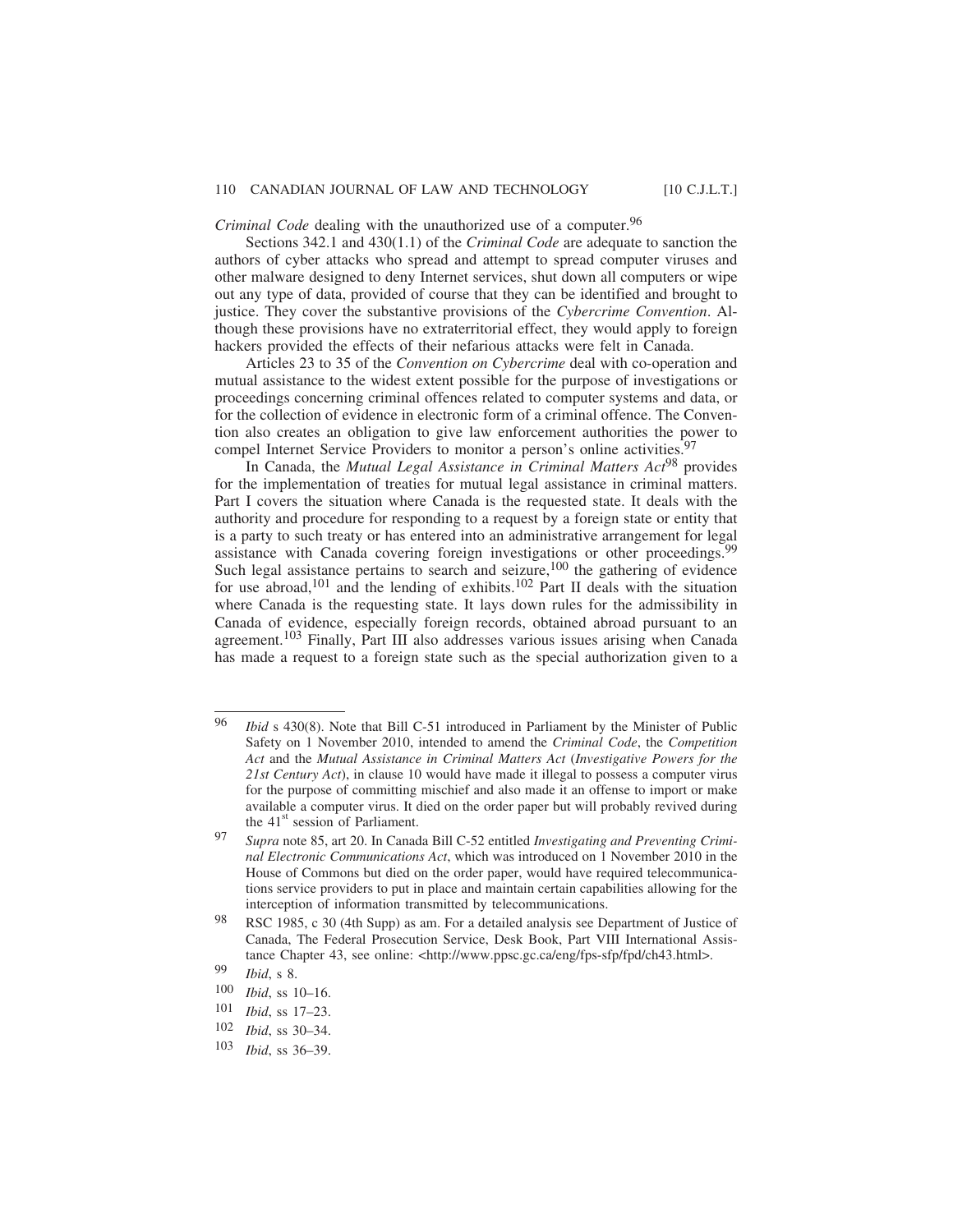*Criminal Code* dealing with the unauthorized use of a computer.[96]

Sections 342.1 and 430(1.1) of the *Criminal Code* are adequate to sanction the authors of cyber attacks who spread and attempt to spread computer viruses and other malware designed to deny Internet services, shut down all computers or wipe out any type of data, provided of course that they can be identified and brought to justice. They cover the substantive provisions of the *Cybercrime Convention*. Although these provisions have no extraterritorial effect, they would apply to foreign hackers provided the effects of their nefarious attacks were felt in Canada.

Articles 23 to 35 of the *Convention on Cybercrime* deal with co-operation and mutual assistance to the widest extent possible for the purpose of investigations or proceedings concerning criminal offences related to computer systems and data, or for the collection of evidence in electronic form of a criminal offence. The Convention also creates an obligation to give law enforcement authorities the power to compel Internet Service Providers to monitor a person's online activities.[97]

In Canada, the *Mutual Legal Assistance in Criminal Matters Act*[98] provides for the implementation of treaties for mutual legal assistance in criminal matters. Part I covers the situation where Canada is the requested state. It deals with the authority and procedure for responding to a request by a foreign state or entity that is a party to such treaty or has entered into an administrative arrangement for legal assistance with Canada covering foreign investigations or other proceedings.[99] Such legal assistance pertains to search and seizure,[100] the gathering of evidence for use abroad,[101] and the lending of exhibits.[102] Part II deals with the situation where Canada is the requesting state. It lays down rules for the admissibility in Canada of evidence, especially foreign records, obtained abroad pursuant to an agreement.[103] Finally, Part III also addresses various issues arising when Canada has made a request to a foreign state such as the special authorization given to a

---

96 *Ibid* s 430(8). Note that Bill C-51 introduced in Parliament by the Minister of Public Safety on 1 November 2010, intended to amend the *Criminal Code*, the *Competition Act* and the *Mutual Assistance in Criminal Matters Act* (*Investigative Powers for the 21st Century Act*), in clause 10 would have made it illegal to possess a computer virus for the purpose of committing mischief and also made it an offense to import or make available a computer virus. It died on the order paper but will probably revived during the 41st session of Parliament.

97 *Supra* note 85, art 20. In Canada Bill C-52 entitled *Investigating and Preventing Criminal Electronic Communications Act*, which was introduced on 1 November 2010 in the House of Commons but died on the order paper, would have required telecommunications service providers to put in place and maintain certain capabilities allowing for the interception of information transmitted by telecommunications.

98 RSC 1985, c 30 (4th Supp) as am. For a detailed analysis see Department of Justice of Canada, The Federal Prosecution Service, Desk Book, Part VIII International Assistance Chapter 43, see online: <http://www.ppsc.gc.ca/eng/fps-sfp/fpd/ch43.html>.

99 *Ibid*, s 8.

100 *Ibid*, ss 10–16.

101 *Ibid*, ss 17–23.

102 *Ibid*, ss 30–34.

103 *Ibid*, ss 36–39.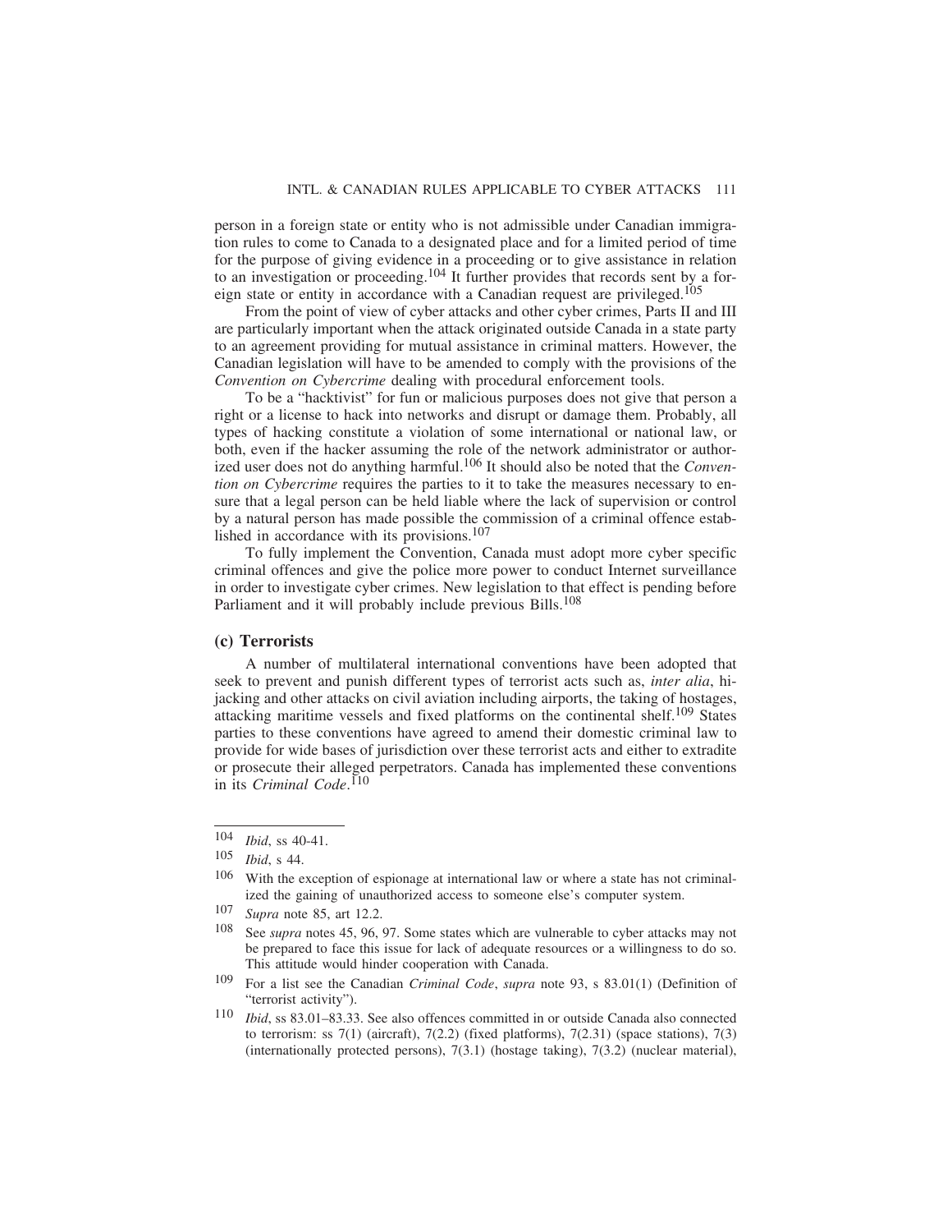person in a foreign state or entity who is not admissible under Canadian immigration rules to come to Canada to a designated place and for a limited period of time for the purpose of giving evidence in a proceeding or to give assistance in relation to an investigation or proceeding.[104] It further provides that records sent by a foreign state or entity in accordance with a Canadian request are privileged.[105]

From the point of view of cyber attacks and other cyber crimes, Parts II and III are particularly important when the attack originated outside Canada in a state party to an agreement providing for mutual assistance in criminal matters. However, the Canadian legislation will have to be amended to comply with the provisions of the *Convention on Cybercrime* dealing with procedural enforcement tools.

To be a "hacktivist" for fun or malicious purposes does not give that person a right or a license to hack into networks and disrupt or damage them. Probably, all types of hacking constitute a violation of some international or national law, or both, even if the hacker assuming the role of the network administrator or authorized user does not do anything harmful.[106] It should also be noted that the *Convention on Cybercrime* requires the parties to it to take the measures necessary to ensure that a legal person can be held liable where the lack of supervision or control by a natural person has made possible the commission of a criminal offence established in accordance with its provisions.[107]

To fully implement the Convention, Canada must adopt more cyber specific criminal offences and give the police more power to conduct Internet surveillance in order to investigate cyber crimes. New legislation to that effect is pending before Parliament and it will probably include previous Bills.[108]

### (c) Terrorists

A number of multilateral international conventions have been adopted that seek to prevent and punish different types of terrorist acts such as, *inter alia*, hijacking and other attacks on civil aviation including airports, the taking of hostages, attacking maritime vessels and fixed platforms on the continental shelf.[109] States parties to these conventions have agreed to amend their domestic criminal law to provide for wide bases of jurisdiction over these terrorist acts and either to extradite or prosecute their alleged perpetrators. Canada has implemented these conventions in its *Criminal Code*.[110]

---

[104] *Ibid*, ss 40-41.

[105] *Ibid*, s 44.

[106] With the exception of espionage at international law or where a state has not criminalized the gaining of unauthorized access to someone else's computer system.

[107] *Supra* note 85, art 12.2.

[108] See *supra* notes 45, 96, 97. Some states which are vulnerable to cyber attacks may not be prepared to face this issue for lack of adequate resources or a willingness to do so. This attitude would hinder cooperation with Canada.

[109] For a list see the Canadian *Criminal Code*, *supra* note 93, s 83.01(1) (Definition of "terrorist activity").

[110] *Ibid*, ss 83.01–83.33. See also offences committed in or outside Canada also connected to terrorism: ss 7(1) (aircraft), 7(2.2) (fixed platforms), 7(2.31) (space stations), 7(3) (internationally protected persons), 7(3.1) (hostage taking), 7(3.2) (nuclear material),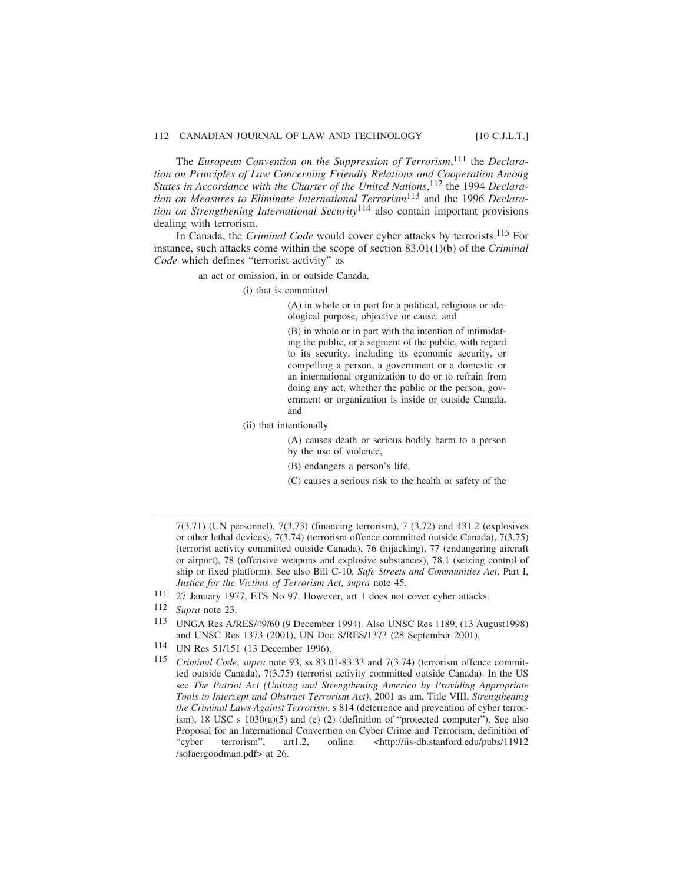The *European Convention on the Suppression of Terrorism*,[111] the *Declaration on Principles of Law Concerning Friendly Relations and Cooperation Among States in Accordance with the Charter of the United Nations*,[112] the 1994 *Declaration on Measures to Eliminate International Terrorism*[113] and the 1996 *Declaration on Strengthening International Security*[114] also contain important provisions dealing with terrorism.

In Canada, the *Criminal Code* would cover cyber attacks by terrorists.[115] For instance, such attacks come within the scope of section 83.01(1)(b) of the *Criminal Code* which defines "terrorist activity" as

> an act or omission, in or outside Canada,
>
> (i) that is committed
>
> (A) in whole or in part for a political, religious or ideological purpose, objective or cause, and
>
> (B) in whole or in part with the intention of intimidating the public, or a segment of the public, with regard to its security, including its economic security, or compelling a person, a government or a domestic or an international organization to do or to refrain from doing any act, whether the public or the person, government or organization is inside or outside Canada, and
>
> (ii) that intentionally
>
> (A) causes death or serious bodily harm to a person by the use of violence,
>
> (B) endangers a person's life,
>
> (C) causes a serious risk to the health or safety of the

---

7(3.71) (UN personnel), 7(3.73) (financing terrorism), 7 (3.72) and 431.2 (explosives or other lethal devices), 7(3.74) (terrorism offence committed outside Canada), 7(3.75) (terrorist activity committed outside Canada), 76 (hijacking), 77 (endangering aircraft or airport), 78 (offensive weapons and explosive substances), 78.1 (seizing control of ship or fixed platform). See also Bill C-10, *Safe Streets and Communities Act*, Part I, *Justice for the Victims of Terrorism Act*, *supra* note 45.

[111] 27 January 1977, ETS No 97. However, art 1 does not cover cyber attacks.

[112] *Supra* note 23.

[113] UNGA Res A/RES/49/60 (9 December 1994). Also UNSC Res 1189, (13 August1998) and UNSC Res 1373 (2001), UN Doc S/RES/1373 (28 September 2001).

[114] UN Res 51/151 (13 December 1996).

[115] *Criminal Code*, *supra* note 93, ss 83.01-83.33 and 7(3.74) (terrorism offence committed outside Canada), 7(3.75) (terrorist activity committed outside Canada). In the US see *The Patriot Act (Uniting and Strengthening America by Providing Appropriate Tools to Intercept and Obstruct Terrorism Act)*, 2001 as am, Title VIII, *Strengthening the Criminal Laws Against Terrorism*, s 814 (deterrence and prevention of cyber terrorism), 18 USC s 1030(a)(5) and (e) (2) (definition of "protected computer"). See also Proposal for an International Convention on Cyber Crime and Terrorism, definition of "cyber terrorism", art1.2, online: <http://iis-db.stanford.edu/pubs/11912/sofaergoodman.pdf> at 26.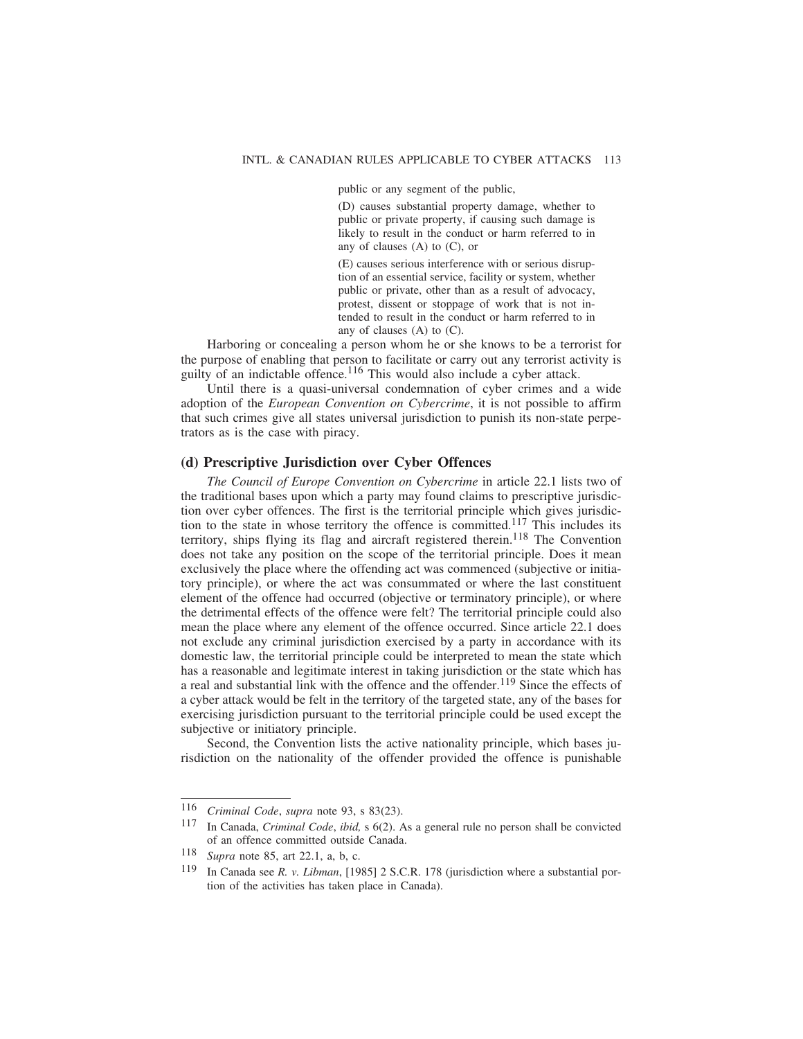public or any segment of the public,

(D) causes substantial property damage, whether to public or private property, if causing such damage is likely to result in the conduct or harm referred to in any of clauses (A) to (C), or

(E) causes serious interference with or serious disruption of an essential service, facility or system, whether public or private, other than as a result of advocacy, protest, dissent or stoppage of work that is not intended to result in the conduct or harm referred to in any of clauses (A) to (C).

Harboring or concealing a person whom he or she knows to be a terrorist for the purpose of enabling that person to facilitate or carry out any terrorist activity is guilty of an indictable offence.[116] This would also include a cyber attack.

Until there is a quasi-universal condemnation of cyber crimes and a wide adoption of the *European Convention on Cybercrime*, it is not possible to affirm that such crimes give all states universal jurisdiction to punish its non-state perpetrators as is the case with piracy.

### (d) Prescriptive Jurisdiction over Cyber Offences

*The Council of Europe Convention on Cybercrime* in article 22.1 lists two of the traditional bases upon which a party may found claims to prescriptive jurisdiction over cyber offences. The first is the territorial principle which gives jurisdiction to the state in whose territory the offence is committed.[117] This includes its territory, ships flying its flag and aircraft registered therein.[118] The Convention does not take any position on the scope of the territorial principle. Does it mean exclusively the place where the offending act was commenced (subjective or initiatory principle), or where the act was consummated or where the last constituent element of the offence had occurred (objective or terminatory principle), or where the detrimental effects of the offence were felt? The territorial principle could also mean the place where any element of the offence occurred. Since article 22.1 does not exclude any criminal jurisdiction exercised by a party in accordance with its domestic law, the territorial principle could be interpreted to mean the state which has a reasonable and legitimate interest in taking jurisdiction or the state which has a real and substantial link with the offence and the offender.[119] Since the effects of a cyber attack would be felt in the territory of the targeted state, any of the bases for exercising jurisdiction pursuant to the territorial principle could be used except the subjective or initiatory principle.

Second, the Convention lists the active nationality principle, which bases jurisdiction on the nationality of the offender provided the offence is punishable

---

116 *Criminal Code*, *supra* note 93, s 83(23).

117 In Canada, *Criminal Code*, *ibid,* s 6(2). As a general rule no person shall be convicted of an offence committed outside Canada.

118 *Supra* note 85, art 22.1, a, b, c.

119 In Canada see *R. v. Libman*, [1985] 2 S.C.R. 178 (jurisdiction where a substantial portion of the activities has taken place in Canada).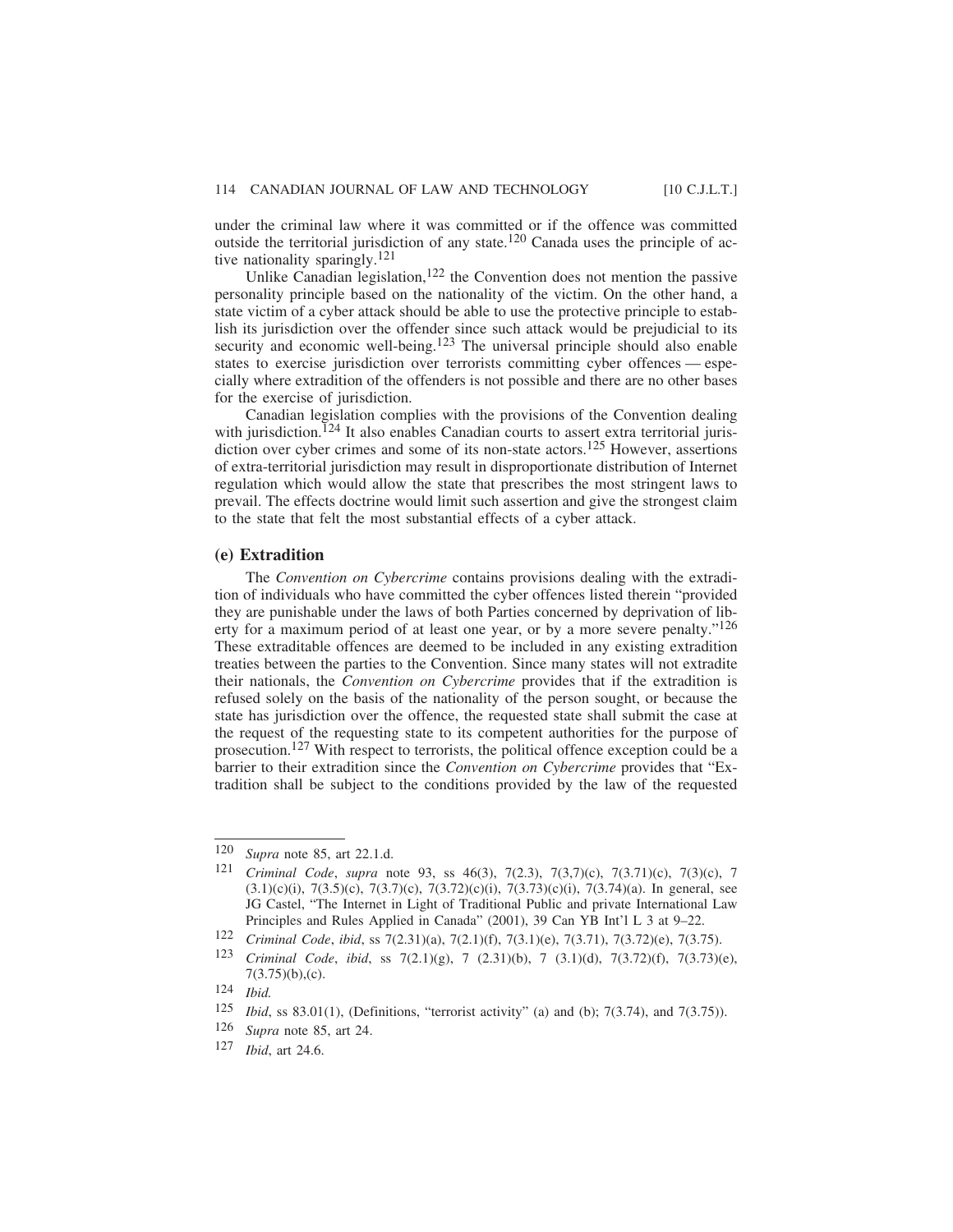under the criminal law where it was committed or if the offence was committed outside the territorial jurisdiction of any state.[120] Canada uses the principle of active nationality sparingly.[121]

Unlike Canadian legislation,[122] the Convention does not mention the passive personality principle based on the nationality of the victim. On the other hand, a state victim of a cyber attack should be able to use the protective principle to establish its jurisdiction over the offender since such attack would be prejudicial to its security and economic well-being.[123] The universal principle should also enable states to exercise jurisdiction over terrorists committing cyber offences — especially where extradition of the offenders is not possible and there are no other bases for the exercise of jurisdiction.

Canadian legislation complies with the provisions of the Convention dealing with jurisdiction.[124] It also enables Canadian courts to assert extra territorial jurisdiction over cyber crimes and some of its non-state actors.[125] However, assertions of extra-territorial jurisdiction may result in disproportionate distribution of Internet regulation which would allow the state that prescribes the most stringent laws to prevail. The effects doctrine would limit such assertion and give the strongest claim to the state that felt the most substantial effects of a cyber attack.

### (e) Extradition

The *Convention on Cybercrime* contains provisions dealing with the extradition of individuals who have committed the cyber offences listed therein "provided they are punishable under the laws of both Parties concerned by deprivation of liberty for a maximum period of at least one year, or by a more severe penalty."[126] These extraditable offences are deemed to be included in any existing extradition treaties between the parties to the Convention. Since many states will not extradite their nationals, the *Convention on Cybercrime* provides that if the extradition is refused solely on the basis of the nationality of the person sought, or because the state has jurisdiction over the offence, the requested state shall submit the case at the request of the requesting state to its competent authorities for the purpose of prosecution.[127] With respect to terrorists, the political offence exception could be a barrier to their extradition since the *Convention on Cybercrime* provides that "Extradition shall be subject to the conditions provided by the law of the requested

---

120 *Supra* note 85, art 22.1.d.

121 *Criminal Code*, *supra* note 93, ss 46(3), 7(2.3), 7(3,7)(c), 7(3.71)(c), 7(3)(c), 7 (3.1)(c)(i), 7(3.5)(c), 7(3.7)(c), 7(3.72)(c)(i), 7(3.73)(c)(i), 7(3.74)(a). In general, see JG Castel, "The Internet in Light of Traditional Public and private International Law Principles and Rules Applied in Canada" (2001), 39 Can YB Int'l L 3 at 9–22.

122 *Criminal Code*, *ibid*, ss 7(2.31)(a), 7(2.1)(f), 7(3.1)(e), 7(3.71), 7(3.72)(e), 7(3.75).

123 *Criminal Code*, *ibid*, ss 7(2.1)(g), 7 (2.31)(b), 7 (3.1)(d), 7(3.72)(f), 7(3.73)(e), 7(3.75)(b),(c).

124 *Ibid.*

125 *Ibid*, ss 83.01(1), (Definitions, "terrorist activity" (a) and (b); 7(3.74), and 7(3.75)).

126 *Supra* note 85, art 24.

127 *Ibid*, art 24.6.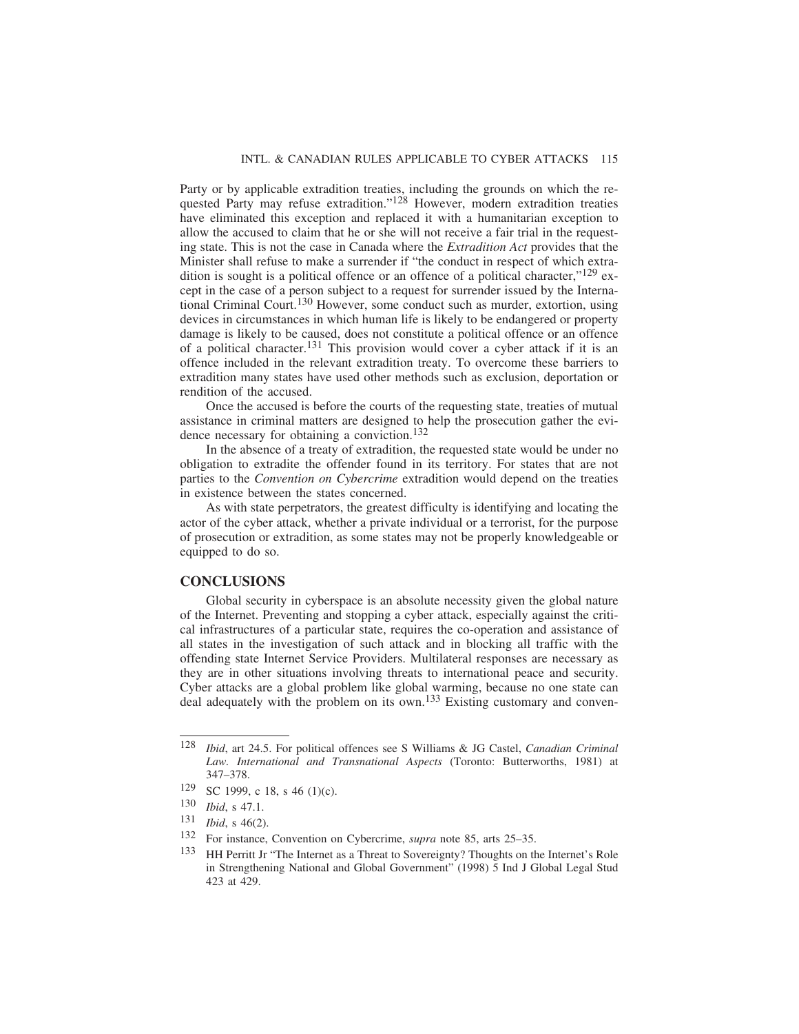Party or by applicable extradition treaties, including the grounds on which the requested Party may refuse extradition."[128] However, modern extradition treaties have eliminated this exception and replaced it with a humanitarian exception to allow the accused to claim that he or she will not receive a fair trial in the requesting state. This is not the case in Canada where the *Extradition Act* provides that the Minister shall refuse to make a surrender if "the conduct in respect of which extradition is sought is a political offence or an offence of a political character,"[129] except in the case of a person subject to a request for surrender issued by the International Criminal Court.[130] However, some conduct such as murder, extortion, using devices in circumstances in which human life is likely to be endangered or property damage is likely to be caused, does not constitute a political offence or an offence of a political character.[131] This provision would cover a cyber attack if it is an offence included in the relevant extradition treaty. To overcome these barriers to extradition many states have used other methods such as exclusion, deportation or rendition of the accused.

Once the accused is before the courts of the requesting state, treaties of mutual assistance in criminal matters are designed to help the prosecution gather the evidence necessary for obtaining a conviction.[132]

In the absence of a treaty of extradition, the requested state would be under no obligation to extradite the offender found in its territory. For states that are not parties to the *Convention on Cybercrime* extradition would depend on the treaties in existence between the states concerned.

As with state perpetrators, the greatest difficulty is identifying and locating the actor of the cyber attack, whether a private individual or a terrorist, for the purpose of prosecution or extradition, as some states may not be properly knowledgeable or equipped to do so.

## CONCLUSIONS

Global security in cyberspace is an absolute necessity given the global nature of the Internet. Preventing and stopping a cyber attack, especially against the critical infrastructures of a particular state, requires the co-operation and assistance of all states in the investigation of such attack and in blocking all traffic with the offending state Internet Service Providers. Multilateral responses are necessary as they are in other situations involving threats to international peace and security. Cyber attacks are a global problem like global warming, because no one state can deal adequately with the problem on its own.[133] Existing customary and conven-

---

[128] *Ibid*, art 24.5. For political offences see S Williams & JG Castel, *Canadian Criminal Law. International and Transnational Aspects* (Toronto: Butterworths, 1981) at 347–378.

[129] SC 1999, c 18, s 46 (1)(c).

[130] *Ibid*, s 47.1.

[131] *Ibid*, s 46(2).

[132] For instance, Convention on Cybercrime, *supra* note 85, arts 25–35.

[133] HH Perritt Jr "The Internet as a Threat to Sovereignty? Thoughts on the Internet's Role in Strengthening National and Global Government" (1998) 5 Ind J Global Legal Stud 423 at 429.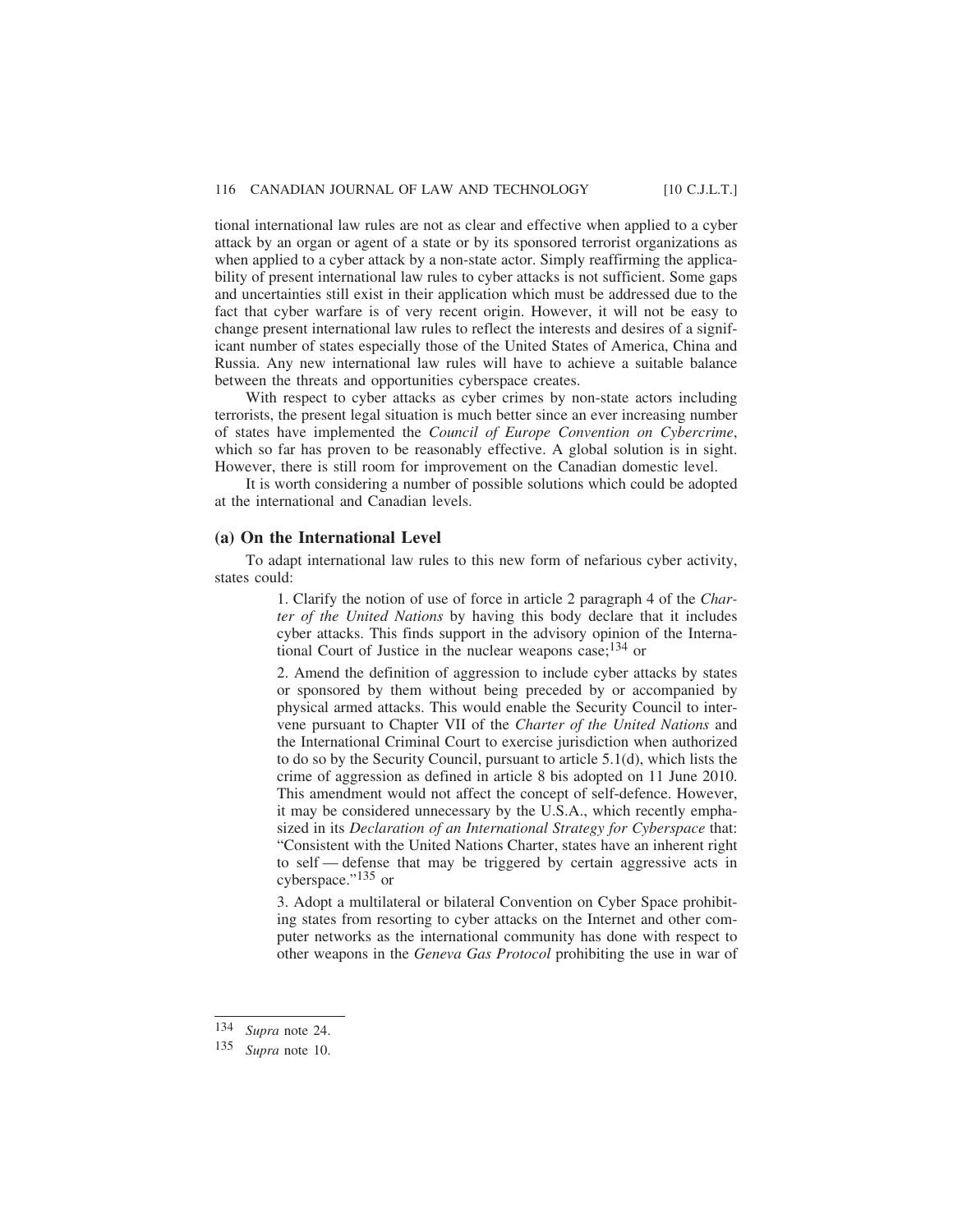tional international law rules are not as clear and effective when applied to a cyber attack by an organ or agent of a state or by its sponsored terrorist organizations as when applied to a cyber attack by a non-state actor. Simply reaffirming the applicability of present international law rules to cyber attacks is not sufficient. Some gaps and uncertainties still exist in their application which must be addressed due to the fact that cyber warfare is of very recent origin. However, it will not be easy to change present international law rules to reflect the interests and desires of a significant number of states especially those of the United States of America, China and Russia. Any new international law rules will have to achieve a suitable balance between the threats and opportunities cyberspace creates.

With respect to cyber attacks as cyber crimes by non-state actors including terrorists, the present legal situation is much better since an ever increasing number of states have implemented the *Council of Europe Convention on Cybercrime*, which so far has proven to be reasonably effective. A global solution is in sight. However, there is still room for improvement on the Canadian domestic level.

It is worth considering a number of possible solutions which could be adopted at the international and Canadian levels.

### (a) On the International Level

To adapt international law rules to this new form of nefarious cyber activity, states could:

> 1. Clarify the notion of use of force in article 2 paragraph 4 of the *Charter of the United Nations* by having this body declare that it includes cyber attacks. This finds support in the advisory opinion of the International Court of Justice in the nuclear weapons case;[134] or
>
> 2. Amend the definition of aggression to include cyber attacks by states or sponsored by them without being preceded by or accompanied by physical armed attacks. This would enable the Security Council to intervene pursuant to Chapter VII of the *Charter of the United Nations* and the International Criminal Court to exercise jurisdiction when authorized to do so by the Security Council, pursuant to article 5.1(d), which lists the crime of aggression as defined in article 8 bis adopted on 11 June 2010. This amendment would not affect the concept of self-defence. However, it may be considered unnecessary by the U.S.A., which recently emphasized in its *Declaration of an International Strategy for Cyberspace* that: "Consistent with the United Nations Charter, states have an inherent right to self — defense that may be triggered by certain aggressive acts in cyberspace."[135] or
>
> 3. Adopt a multilateral or bilateral Convention on Cyber Space prohibiting states from resorting to cyber attacks on the Internet and other computer networks as the international community has done with respect to other weapons in the *Geneva Gas Protocol* prohibiting the use in war of

---

[134] *Supra* note 24.

[135] *Supra* note 10.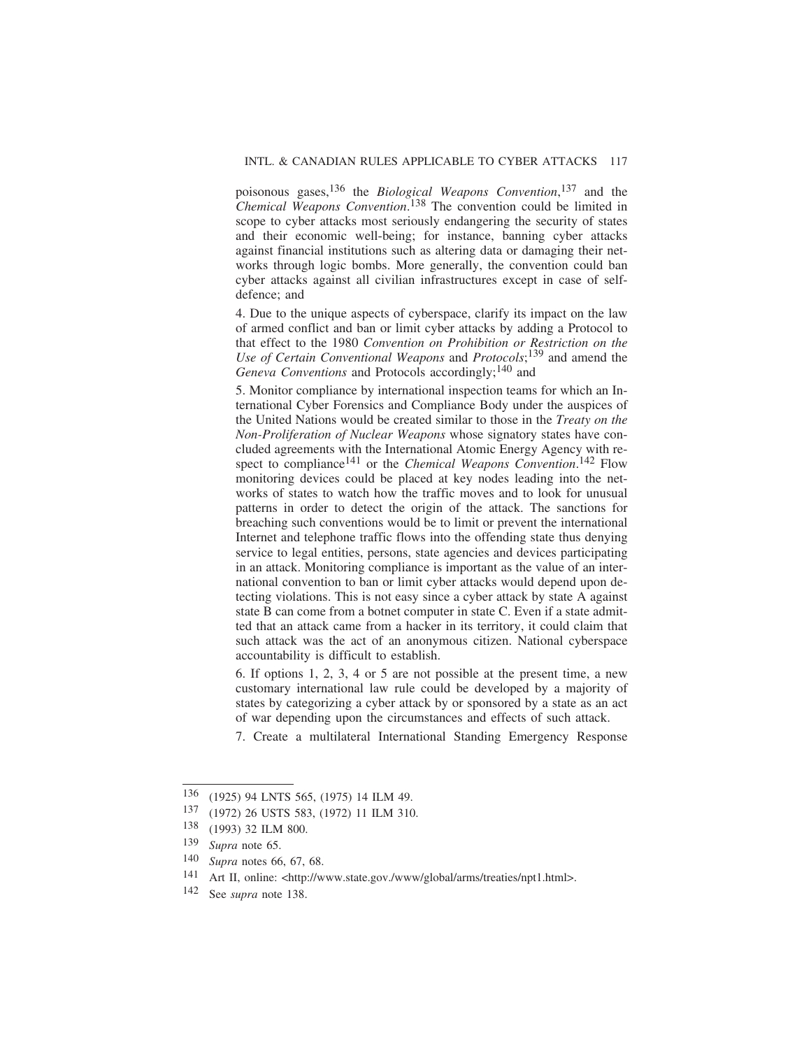poisonous gases,[136] the *Biological Weapons Convention*,[137] and the *Chemical Weapons Convention*.[138] The convention could be limited in scope to cyber attacks most seriously endangering the security of states and their economic well-being; for instance, banning cyber attacks against financial institutions such as altering data or damaging their networks through logic bombs. More generally, the convention could ban cyber attacks against all civilian infrastructures except in case of self-defence; and

4. Due to the unique aspects of cyberspace, clarify its impact on the law of armed conflict and ban or limit cyber attacks by adding a Protocol to that effect to the 1980 *Convention on Prohibition or Restriction on the Use of Certain Conventional Weapons* and *Protocols*;[139] and amend the *Geneva Conventions* and Protocols accordingly;[140] and

5. Monitor compliance by international inspection teams for which an International Cyber Forensics and Compliance Body under the auspices of the United Nations would be created similar to those in the *Treaty on the Non-Proliferation of Nuclear Weapons* whose signatory states have concluded agreements with the International Atomic Energy Agency with respect to compliance[141] or the *Chemical Weapons Convention*.[142] Flow monitoring devices could be placed at key nodes leading into the networks of states to watch how the traffic moves and to look for unusual patterns in order to detect the origin of the attack. The sanctions for breaching such conventions would be to limit or prevent the international Internet and telephone traffic flows into the offending state thus denying service to legal entities, persons, state agencies and devices participating in an attack. Monitoring compliance is important as the value of an international convention to ban or limit cyber attacks would depend upon detecting violations. This is not easy since a cyber attack by state A against state B can come from a botnet computer in state C. Even if a state admitted that an attack came from a hacker in its territory, it could claim that such attack was the act of an anonymous citizen. National cyberspace accountability is difficult to establish.

6. If options 1, 2, 3, 4 or 5 are not possible at the present time, a new customary international law rule could be developed by a majority of states by categorizing a cyber attack by or sponsored by a state as an act of war depending upon the circumstances and effects of such attack.

7. Create a multilateral International Standing Emergency Response

---

136 (1925) 94 LNTS 565, (1975) 14 ILM 49.

137 (1972) 26 USTS 583, (1972) 11 ILM 310.

138 (1993) 32 ILM 800.

139 *Supra* note 65.

140 *Supra* notes 66, 67, 68.

141 Art II, online: <http://www.state.gov./www/global/arms/treaties/npt1.html>.

142 See *supra* note 138.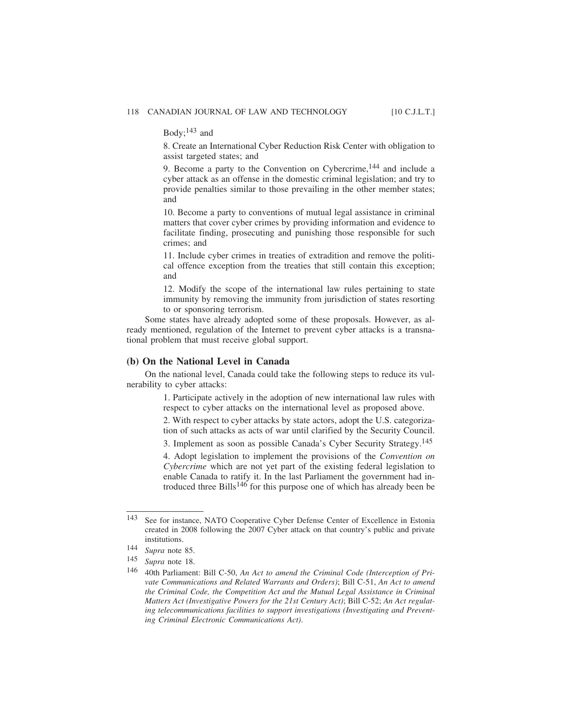Body;[143] and

8. Create an International Cyber Reduction Risk Center with obligation to assist targeted states; and

9. Become a party to the Convention on Cybercrime,[144] and include a cyber attack as an offense in the domestic criminal legislation; and try to provide penalties similar to those prevailing in the other member states; and

10. Become a party to conventions of mutual legal assistance in criminal matters that cover cyber crimes by providing information and evidence to facilitate finding, prosecuting and punishing those responsible for such crimes; and

11. Include cyber crimes in treaties of extradition and remove the political offence exception from the treaties that still contain this exception; and

12. Modify the scope of the international law rules pertaining to state immunity by removing the immunity from jurisdiction of states resorting to or sponsoring terrorism.

Some states have already adopted some of these proposals. However, as already mentioned, regulation of the Internet to prevent cyber attacks is a transnational problem that must receive global support.

### (b) On the National Level in Canada

On the national level, Canada could take the following steps to reduce its vulnerability to cyber attacks:

1. Participate actively in the adoption of new international law rules with respect to cyber attacks on the international level as proposed above.

2. With respect to cyber attacks by state actors, adopt the U.S. categorization of such attacks as acts of war until clarified by the Security Council.

3. Implement as soon as possible Canada's Cyber Security Strategy.[145]

4. Adopt legislation to implement the provisions of the *Convention on Cybercrime* which are not yet part of the existing federal legislation to enable Canada to ratify it. In the last Parliament the government had introduced three Bills[146] for this purpose one of which has already been be

---

143 See for instance, NATO Cooperative Cyber Defense Center of Excellence in Estonia created in 2008 following the 2007 Cyber attack on that country's public and private institutions.

144 *Supra* note 85.

145 *Supra* note 18.

146 40th Parliament: Bill C-50, *An Act to amend the Criminal Code (Interception of Private Communications and Related Warrants and Orders)*; Bill C-51, *An Act to amend the Criminal Code, the Competition Act and the Mutual Legal Assistance in Criminal Matters Act (Investigative Powers for the 21st Century Act)*; Bill C-52; *An Act regulating telecommunications facilities to support investigations (Investigating and Preventing Criminal Electronic Communications Act).*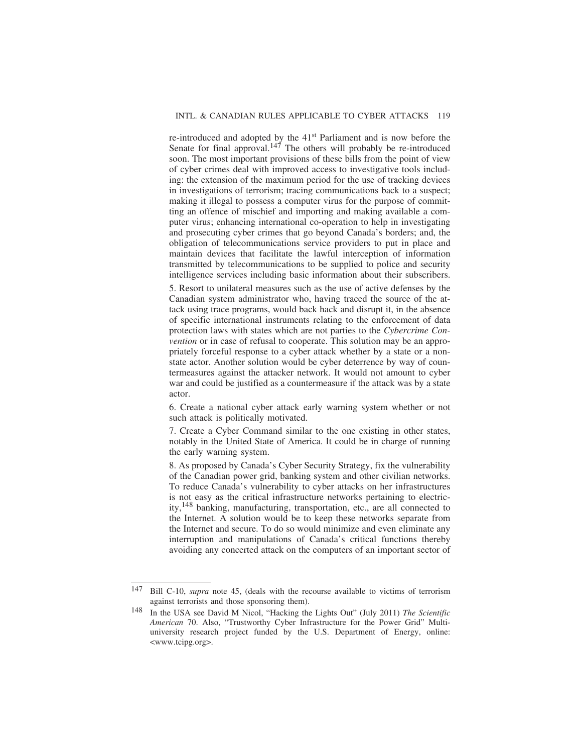re-introduced and adopted by the 41st Parliament and is now before the Senate for final approval.[147] The others will probably be re-introduced soon. The most important provisions of these bills from the point of view of cyber crimes deal with improved access to investigative tools including: the extension of the maximum period for the use of tracking devices in investigations of terrorism; tracing communications back to a suspect; making it illegal to possess a computer virus for the purpose of committing an offence of mischief and importing and making available a computer virus; enhancing international co-operation to help in investigating and prosecuting cyber crimes that go beyond Canada's borders; and, the obligation of telecommunications service providers to put in place and maintain devices that facilitate the lawful interception of information transmitted by telecommunications to be supplied to police and security intelligence services including basic information about their subscribers.

5. Resort to unilateral measures such as the use of active defenses by the Canadian system administrator who, having traced the source of the attack using trace programs, would back hack and disrupt it, in the absence of specific international instruments relating to the enforcement of data protection laws with states which are not parties to the *Cybercrime Convention* or in case of refusal to cooperate. This solution may be an appropriately forceful response to a cyber attack whether by a state or a non-state actor. Another solution would be cyber deterrence by way of countermeasures against the attacker network. It would not amount to cyber war and could be justified as a countermeasure if the attack was by a state actor.

6. Create a national cyber attack early warning system whether or not such attack is politically motivated.

7. Create a Cyber Command similar to the one existing in other states, notably in the United State of America. It could be in charge of running the early warning system.

8. As proposed by Canada's Cyber Security Strategy, fix the vulnerability of the Canadian power grid, banking system and other civilian networks. To reduce Canada's vulnerability to cyber attacks on her infrastructures is not easy as the critical infrastructure networks pertaining to electricity,[148] banking, manufacturing, transportation, etc., are all connected to the Internet. A solution would be to keep these networks separate from the Internet and secure. To do so would minimize and even eliminate any interruption and manipulations of Canada's critical functions thereby avoiding any concerted attack on the computers of an important sector of

---

[147] Bill C-10, *supra* note 45, (deals with the recourse available to victims of terrorism against terrorists and those sponsoring them).

[148] In the USA see David M Nicol, "Hacking the Lights Out" (July 2011) *The Scientific American* 70. Also, "Trustworthy Cyber Infrastructure for the Power Grid" Multi-university research project funded by the U.S. Department of Energy, online: <www.tcipg.org>.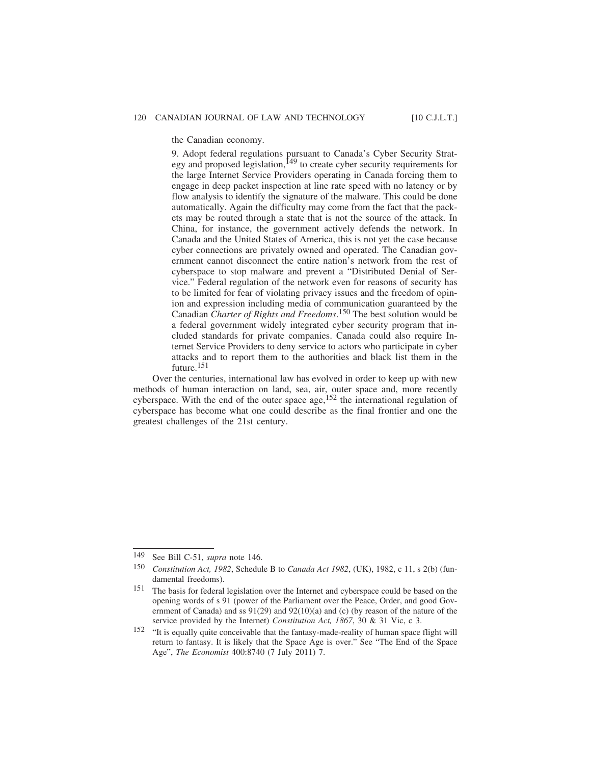the Canadian economy.

> 9. Adopt federal regulations pursuant to Canada's Cyber Security Strategy and proposed legislation,[149] to create cyber security requirements for the large Internet Service Providers operating in Canada forcing them to engage in deep packet inspection at line rate speed with no latency or by flow analysis to identify the signature of the malware. This could be done automatically. Again the difficulty may come from the fact that the packets may be routed through a state that is not the source of the attack. In China, for instance, the government actively defends the network. In Canada and the United States of America, this is not yet the case because cyber connections are privately owned and operated. The Canadian government cannot disconnect the entire nation's network from the rest of cyberspace to stop malware and prevent a "Distributed Denial of Service." Federal regulation of the network even for reasons of security has to be limited for fear of violating privacy issues and the freedom of opinion and expression including media of communication guaranteed by the Canadian *Charter of Rights and Freedoms*.[150] The best solution would be a federal government widely integrated cyber security program that included standards for private companies. Canada could also require Internet Service Providers to deny service to actors who participate in cyber attacks and to report them to the authorities and black list them in the future.[151]

Over the centuries, international law has evolved in order to keep up with new methods of human interaction on land, sea, air, outer space and, more recently cyberspace. With the end of the outer space age,[152] the international regulation of cyberspace has become what one could describe as the final frontier and one the greatest challenges of the 21st century.

---

149 See Bill C-51, *supra* note 146.

150 *Constitution Act, 1982*, Schedule B to *Canada Act 1982*, (UK), 1982, c 11, s 2(b) (fundamental freedoms).

151 The basis for federal legislation over the Internet and cyberspace could be based on the opening words of s 91 (power of the Parliament over the Peace, Order, and good Government of Canada) and ss 91(29) and 92(10)(a) and (c) (by reason of the nature of the service provided by the Internet) *Constitution Act, 1867*, 30 & 31 Vic, c 3.

152 "It is equally quite conceivable that the fantasy-made-reality of human space flight will return to fantasy. It is likely that the Space Age is over." See "The End of the Space Age", *The Economist* 400:8740 (7 July 2011) 7.